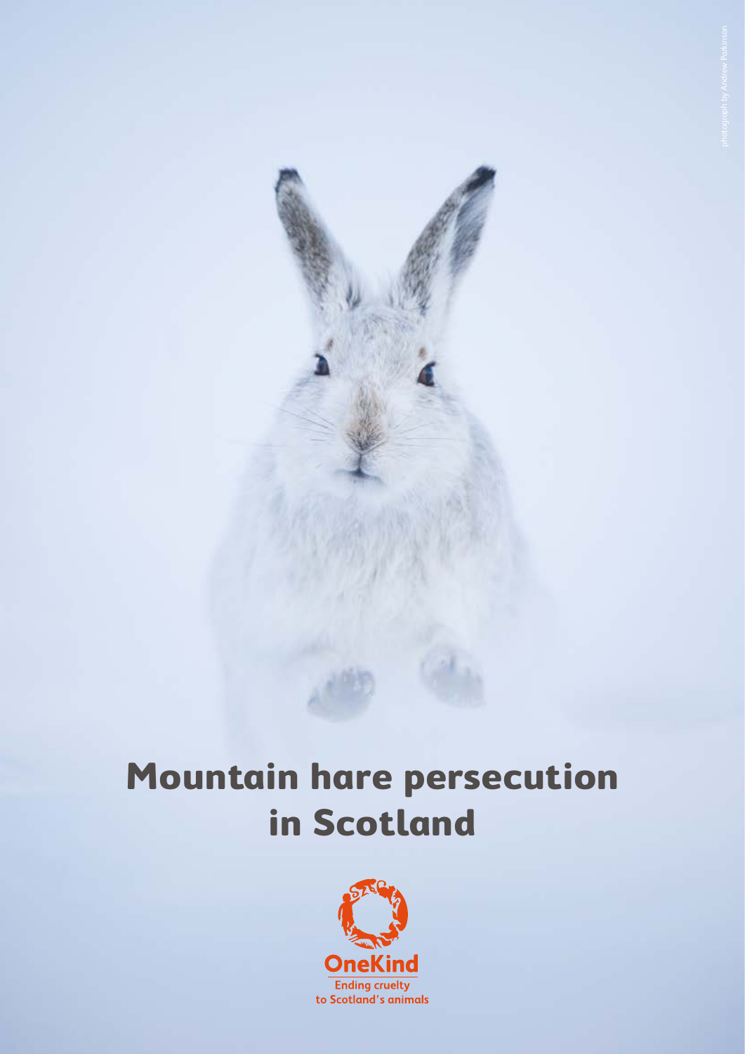photograph by Andrew Parkinson

# Mountain hare persecution in Scotland

OneKind

Ending cruelty to Scotland's animals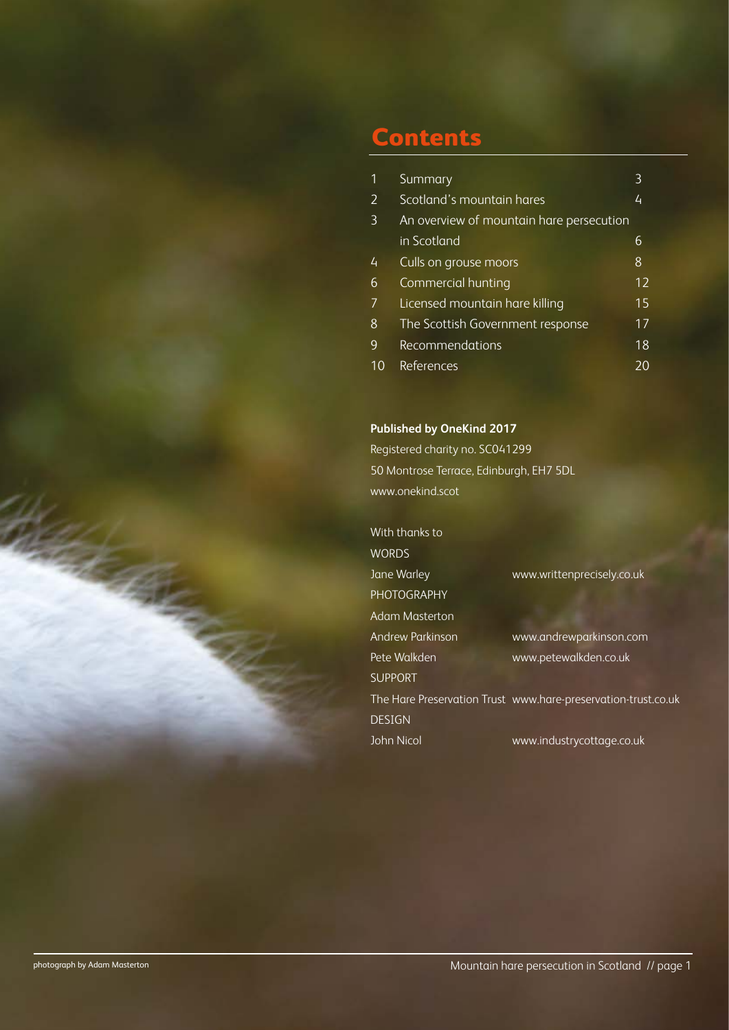# Contents

| | | |
|---|---|---|
| 1 | Summary | 3 |
| 2 | Scotland's mountain hares | 4 |
| 3 | An overview of mountain hare persecution in Scotland | 6 |
| 4 | Culls on grouse moors | 8 |
| 6 | Commercial hunting | 12 |
| 7 | Licensed mountain hare killing | 15 |
| 8 | The Scottish Government response | 17 |
| 9 | Recommendations | 18 |
| 10 | References | 20 |

**Published by OneKind 2017**

Registered charity no. SC041299
50 Montrose Terrace, Edinburgh, EH7 5DL
www.onekind.scot

With thanks to

WORDS
Jane Warley www.writtenprecisely.co.uk

PHOTOGRAPHY
Adam Masterton
Andrew Parkinson www.andrewparkinson.com
Pete Walkden www.petewalkden.co.uk

SUPPORT
The Hare Preservation Trust www.hare-preservation-trust.co.uk

DESIGN
John Nicol www.industrycottage.co.uk

photograph by Adam Masterton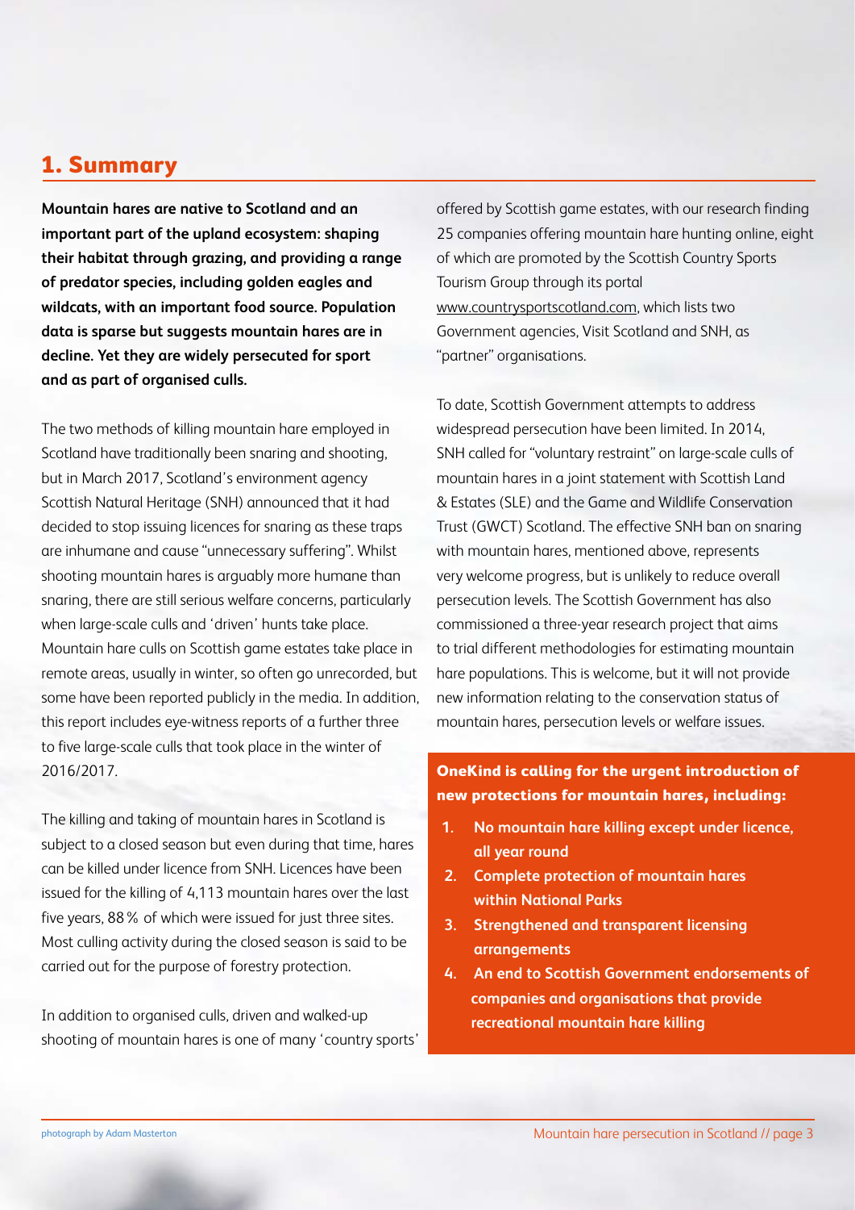## 1. Summary

**Mountain hares are native to Scotland and an important part of the upland ecosystem: shaping their habitat through grazing, and providing a range of predator species, including golden eagles and wildcats, with an important food source. Population data is sparse but suggests mountain hares are in decline. Yet they are widely persecuted for sport and as part of organised culls.**

The two methods of killing mountain hare employed in Scotland have traditionally been snaring and shooting, but in March 2017, Scotland's environment agency Scottish Natural Heritage (SNH) announced that it had decided to stop issuing licences for snaring as these traps are inhumane and cause "unnecessary suffering". Whilst shooting mountain hares is arguably more humane than snaring, there are still serious welfare concerns, particularly when large-scale culls and 'driven' hunts take place. Mountain hare culls on Scottish game estates take place in remote areas, usually in winter, so often go unrecorded, but some have been reported publicly in the media. In addition, this report includes eye-witness reports of a further three to five large-scale culls that took place in the winter of 2016/2017.

The killing and taking of mountain hares in Scotland is subject to a closed season but even during that time, hares can be killed under licence from SNH. Licences have been issued for the killing of 4,113 mountain hares over the last five years, 88% of which were issued for just three sites. Most culling activity during the closed season is said to be carried out for the purpose of forestry protection.

In addition to organised culls, driven and walked-up shooting of mountain hares is one of many 'country sports' offered by Scottish game estates, with our research finding 25 companies offering mountain hare hunting online, eight of which are promoted by the Scottish Country Sports Tourism Group through its portal www.countrysportscotland.com, which lists two Government agencies, Visit Scotland and SNH, as "partner" organisations.

To date, Scottish Government attempts to address widespread persecution have been limited. In 2014, SNH called for "voluntary restraint" on large-scale culls of mountain hares in a joint statement with Scottish Land & Estates (SLE) and the Game and Wildlife Conservation Trust (GWCT) Scotland. The effective SNH ban on snaring with mountain hares, mentioned above, represents very welcome progress, but is unlikely to reduce overall persecution levels. The Scottish Government has also commissioned a three-year research project that aims to trial different methodologies for estimating mountain hare populations. This is welcome, but it will not provide new information relating to the conservation status of mountain hares, persecution levels or welfare issues.

**OneKind is calling for the urgent introduction of new protections for mountain hares, including:**

1. **No mountain hare killing except under licence, all year round**
2. **Complete protection of mountain hares within National Parks**
3. **Strengthened and transparent licensing arrangements**
4. **An end to Scottish Government endorsements of companies and organisations that provide recreational mountain hare killing**

photograph by Adam Masterton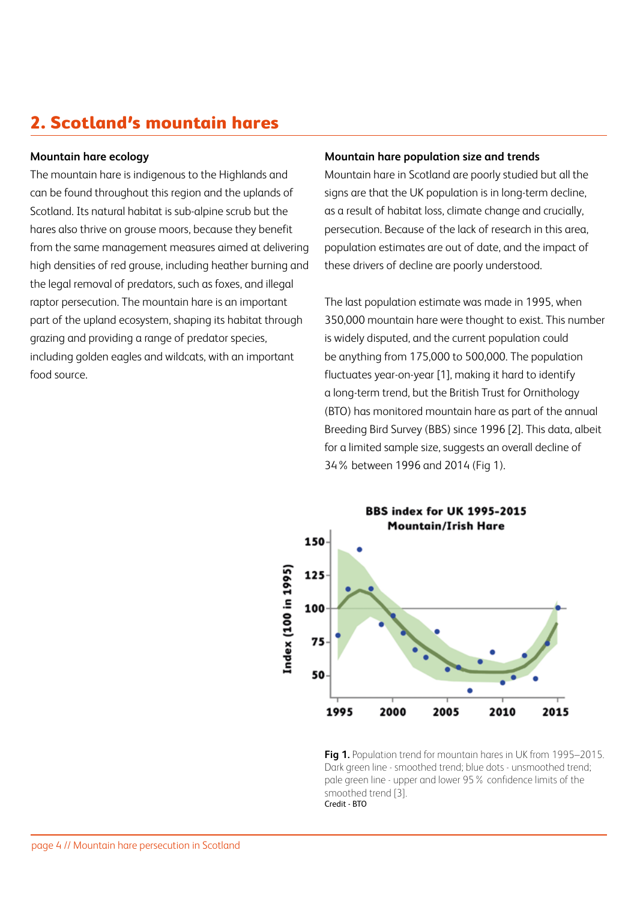## 2. Scotland's mountain hares

### Mountain hare ecology

The mountain hare is indigenous to the Highlands and can be found throughout this region and the uplands of Scotland. Its natural habitat is sub-alpine scrub but the hares also thrive on grouse moors, because they benefit from the same management measures aimed at delivering high densities of red grouse, including heather burning and the legal removal of predators, such as foxes, and illegal raptor persecution. The mountain hare is an important part of the upland ecosystem, shaping its habitat through grazing and providing a range of predator species, including golden eagles and wildcats, with an important food source.

### Mountain hare population size and trends

Mountain hare in Scotland are poorly studied but all the signs are that the UK population is in long-term decline, as a result of habitat loss, climate change and crucially, persecution. Because of the lack of research in this area, population estimates are out of date, and the impact of these drivers of decline are poorly understood.

The last population estimate was made in 1995, when 350,000 mountain hare were thought to exist. This number is widely disputed, and the current population could be anything from 175,000 to 500,000. The population fluctuates year-on-year [1], making it hard to identify a long-term trend, but the British Trust for Ornithology (BTO) has monitored mountain hare as part of the annual Breeding Bird Survey (BBS) since 1996 [2]. This data, albeit for a limited sample size, suggests an overall decline of 34% between 1996 and 2014 (Fig 1).

**BBS index for UK 1995-2015**
**Mountain/Irish Hare**

**Fig 1.** Population trend for mountain hares in UK from 1995–2015. Dark green line - smoothed trend; blue dots - unsmoothed trend; pale green line - upper and lower 95% confidence limits of the smoothed trend [3].
Credit - BTO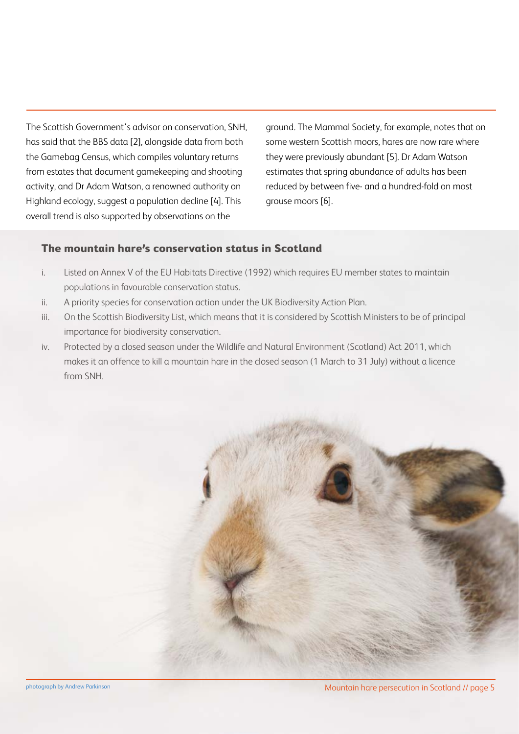The Scottish Government's advisor on conservation, SNH, has said that the BBS data [2], alongside data from both the Gamebag Census, which compiles voluntary returns from estates that document gamekeeping and shooting activity, and Dr Adam Watson, a renowned authority on Highland ecology, suggest a population decline [4]. This overall trend is also supported by observations on the ground. The Mammal Society, for example, notes that on some western Scottish moors, hares are now rare where they were previously abundant [5]. Dr Adam Watson estimates that spring abundance of adults has been reduced by between five- and a hundred-fold on most grouse moors [6].

### The mountain hare's conservation status in Scotland

i. Listed on Annex V of the EU Habitats Directive (1992) which requires EU member states to maintain populations in favourable conservation status.

ii. A priority species for conservation action under the UK Biodiversity Action Plan.

iii. On the Scottish Biodiversity List, which means that it is considered by Scottish Ministers to be of principal importance for biodiversity conservation.

iv. Protected by a closed season under the Wildlife and Natural Environment (Scotland) Act 2011, which makes it an offence to kill a mountain hare in the closed season (1 March to 31 July) without a licence from SNH.

photograph by Andrew Parkinson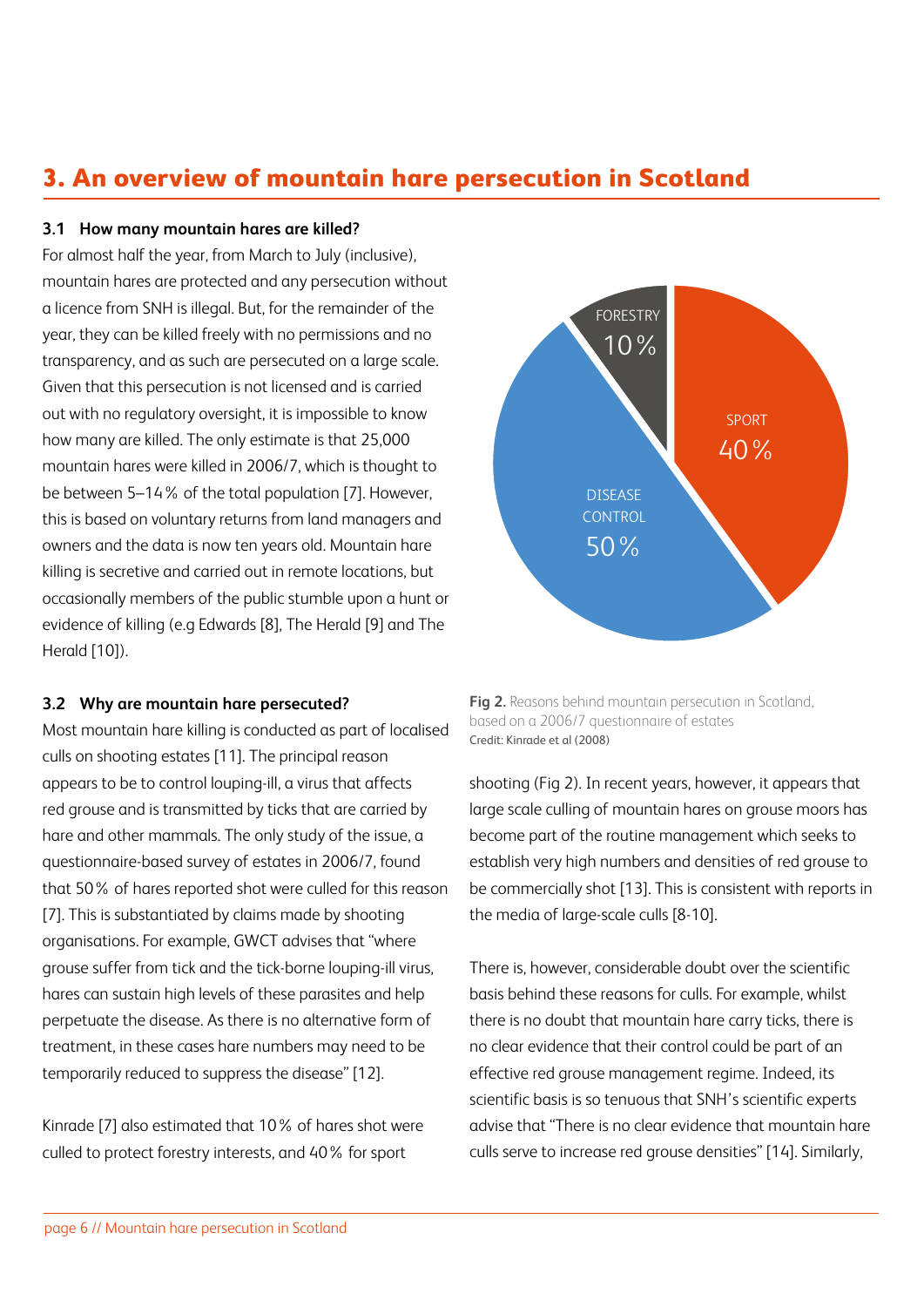## 3. An overview of mountain hare persecution in Scotland

### 3.1 How many mountain hares are killed?

For almost half the year, from March to July (inclusive), mountain hares are protected and any persecution without a licence from SNH is illegal. But, for the remainder of the year, they can be killed freely with no permissions and no transparency, and as such are persecuted on a large scale. Given that this persecution is not licensed and is carried out with no regulatory oversight, it is impossible to know how many are killed. The only estimate is that 25,000 mountain hares were killed in 2006/7, which is thought to be between 5–14% of the total population [7]. However, this is based on voluntary returns from land managers and owners and the data is now ten years old. Mountain hare killing is secretive and carried out in remote locations, but occasionally members of the public stumble upon a hunt or evidence of killing (e.g Edwards [8], The Herald [9] and The Herald [10]).

### 3.2 Why are mountain hare persecuted?

Most mountain hare killing is conducted as part of localised culls on shooting estates [11]. The principal reason appears to be to control louping-ill, a virus that affects red grouse and is transmitted by ticks that are carried by hare and other mammals. The only study of the issue, a questionnaire-based survey of estates in 2006/7, found that 50% of hares reported shot were culled for this reason [7]. This is substantiated by claims made by shooting organisations. For example, GWCT advises that "where grouse suffer from tick and the tick-borne louping-ill virus, hares can sustain high levels of these parasites and help perpetuate the disease. As there is no alternative form of treatment, in these cases hare numbers may need to be temporarily reduced to suppress the disease" [12].

Kinrade [7] also estimated that 10% of hares shot were culled to protect forestry interests, and 40% for sport shooting (Fig 2). In recent years, however, it appears that large scale culling of mountain hares on grouse moors has become part of the routine management which seeks to establish very high numbers and densities of red grouse to be commercially shot [13]. This is consistent with reports in the media of large-scale culls [8-10].

FORESTRY 10%

SPORT 40%

DISEASE CONTROL 50%

**Fig 2.** Reasons behind mountain persecution in Scotland, based on a 2006/7 questionnaire of estates
Credit: Kinrade et al (2008)

There is, however, considerable doubt over the scientific basis behind these reasons for culls. For example, whilst there is no doubt that mountain hare carry ticks, there is no clear evidence that their control could be part of an effective red grouse management regime. Indeed, its scientific basis is so tenuous that SNH's scientific experts advise that "There is no clear evidence that mountain hare culls serve to increase red grouse densities" [14]. Similarly,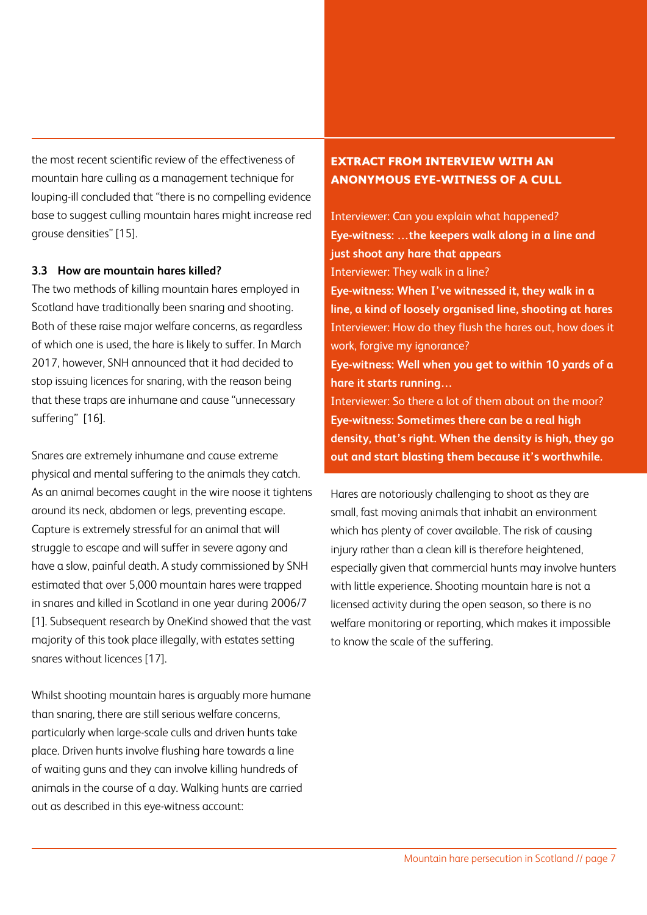the most recent scientific review of the effectiveness of mountain hare culling as a management technique for louping-ill concluded that "there is no compelling evidence base to suggest culling mountain hares might increase red grouse densities" [15].

### 3.3 How are mountain hares killed?

The two methods of killing mountain hares employed in Scotland have traditionally been snaring and shooting. Both of these raise major welfare concerns, as regardless of which one is used, the hare is likely to suffer. In March 2017, however, SNH announced that it had decided to stop issuing licences for snaring, with the reason being that these traps are inhumane and cause "unnecessary suffering" [16].

Snares are extremely inhumane and cause extreme physical and mental suffering to the animals they catch. As an animal becomes caught in the wire noose it tightens around its neck, abdomen or legs, preventing escape. Capture is extremely stressful for an animal that will struggle to escape and will suffer in severe agony and have a slow, painful death. A study commissioned by SNH estimated that over 5,000 mountain hares were trapped in snares and killed in Scotland in one year during 2006/7 [1]. Subsequent research by OneKind showed that the vast majority of this took place illegally, with estates setting snares without licences [17].

Whilst shooting mountain hares is arguably more humane than snaring, there are still serious welfare concerns, particularly when large-scale culls and driven hunts take place. Driven hunts involve flushing hare towards a line of waiting guns and they can involve killing hundreds of animals in the course of a day. Walking hunts are carried out as described in this eye-witness account:

**EXTRACT FROM INTERVIEW WITH AN ANONYMOUS EYE-WITNESS OF A CULL**

Interviewer: Can you explain what happened?
**Eye-witness: …the keepers walk along in a line and just shoot any hare that appears**
Interviewer: They walk in a line?
**Eye-witness: When I've witnessed it, they walk in a line, a kind of loosely organised line, shooting at hares**
Interviewer: How do they flush the hares out, how does it work, forgive my ignorance?
**Eye-witness: Well when you get to within 10 yards of a hare it starts running…**
Interviewer: So there a lot of them about on the moor?
**Eye-witness: Sometimes there can be a real high density, that's right. When the density is high, they go out and start blasting them because it's worthwhile.**

Hares are notoriously challenging to shoot as they are small, fast moving animals that inhabit an environment which has plenty of cover available. The risk of causing injury rather than a clean kill is therefore heightened, especially given that commercial hunts may involve hunters with little experience. Shooting mountain hare is not a licensed activity during the open season, so there is no welfare monitoring or reporting, which makes it impossible to know the scale of the suffering.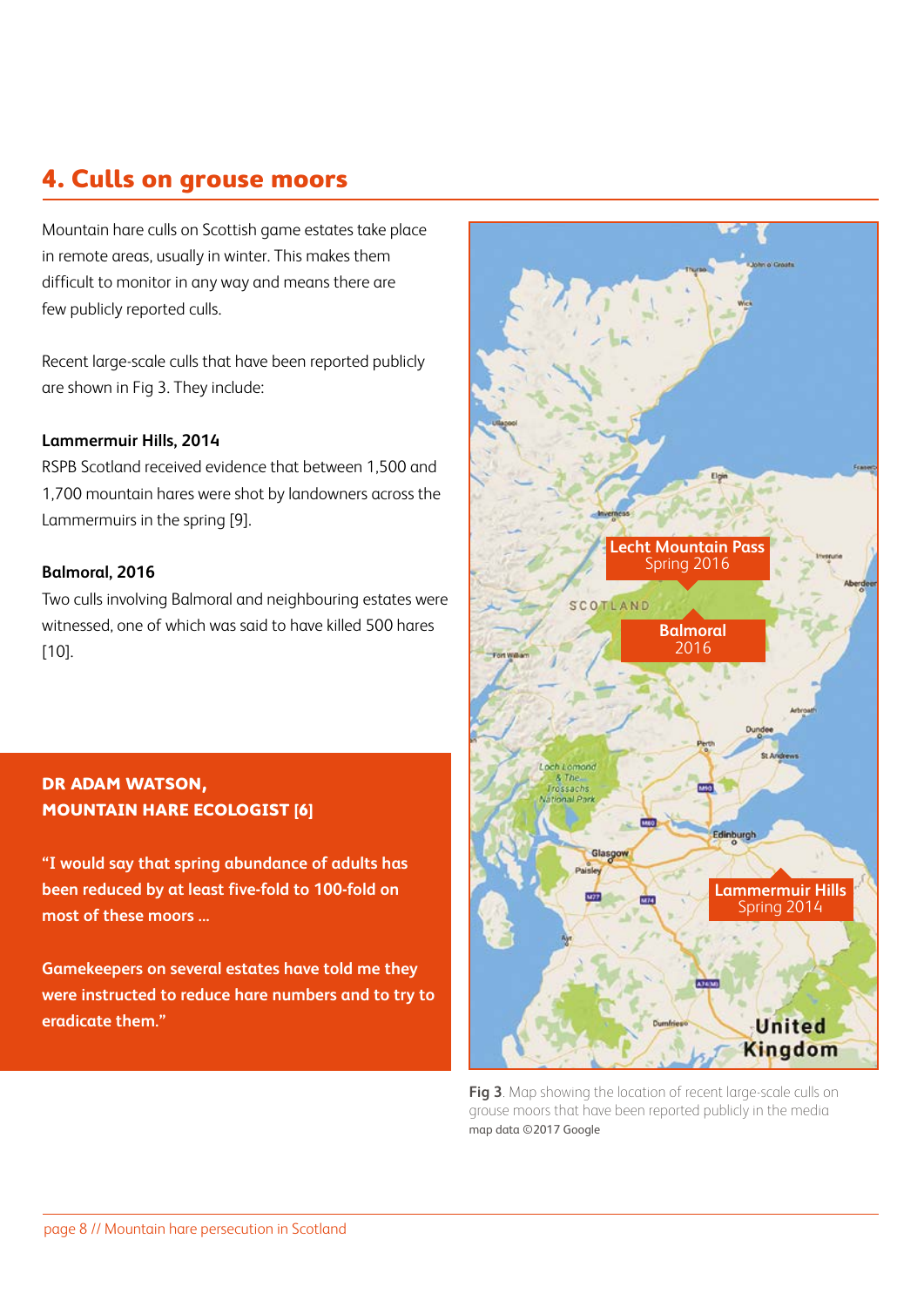## 4. Culls on grouse moors

Mountain hare culls on Scottish game estates take place in remote areas, usually in winter. This makes them difficult to monitor in any way and means there are few publicly reported culls.

Recent large-scale culls that have been reported publicly are shown in Fig 3. They include:

**Lammermuir Hills, 2014**

RSPB Scotland received evidence that between 1,500 and 1,700 mountain hares were shot by landowners across the Lammermuirs in the spring [9].

**Balmoral, 2016**

Two culls involving Balmoral and neighbouring estates were witnessed, one of which was said to have killed 500 hares [10].

**DR ADAM WATSON, MOUNTAIN HARE ECOLOGIST [6]**

**"I would say that spring abundance of adults has been reduced by at least five-fold to 100-fold on most of these moors ...**

**Gamekeepers on several estates have told me they were instructed to reduce hare numbers and to try to eradicate them."**

**Fig 3**. Map showing the location of recent large-scale culls on grouse moors that have been reported publicly in the media
map data ©2017 Google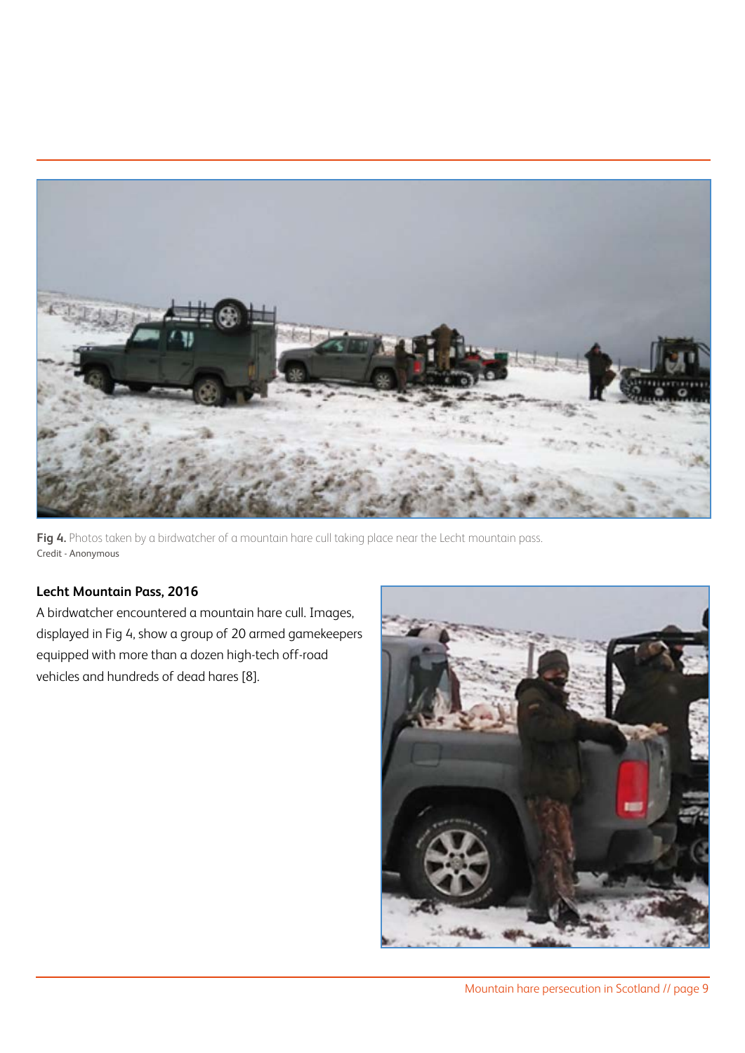**Fig 4.** Photos taken by a birdwatcher of a mountain hare cull taking place near the Lecht mountain pass.
Credit - Anonymous

### Lecht Mountain Pass, 2016

A birdwatcher encountered a mountain hare cull. Images, displayed in Fig 4, show a group of 20 armed gamekeepers equipped with more than a dozen high-tech off-road vehicles and hundreds of dead hares [8].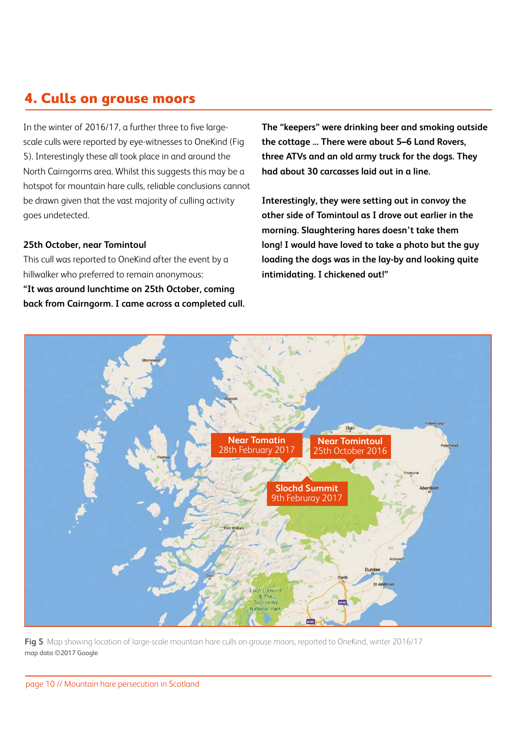## 4. Culls on grouse moors

In the winter of 2016/17, a further three to five large-scale culls were reported by eye-witnesses to OneKind (Fig 5). Interestingly these all took place in and around the North Cairngorms area. Whilst this suggests this may be a hotspot for mountain hare culls, reliable conclusions cannot be drawn given that the vast majority of culling activity goes undetected.

**25th October, near Tomintoul**

This cull was reported to OneKind after the event by a hillwalker who preferred to remain anonymous:

**"It was around lunchtime on 25th October, coming back from Cairngorm. I came across a completed cull. The "keepers" were drinking beer and smoking outside the cottage … There were about 5–6 Land Rovers, three ATVs and an old army truck for the dogs. They had about 30 carcasses laid out in a line.**

**Interestingly, they were setting out in convoy the other side of Tomintoul as I drove out earlier in the morning. Slaughtering hares doesn't take them long! I would have loved to take a photo but the guy loading the dogs was in the lay-by and looking quite intimidating. I chickened out!"**

Near Tomatin 28th February 2017

Near Tomintoul 25th October 2016

Slochd Summit 9th Februray 2017

**Fig 5**. Map showing location of large-scale mountain hare culls on grouse moors, reported to OneKind, winter 2016/17
map data ©2017 Google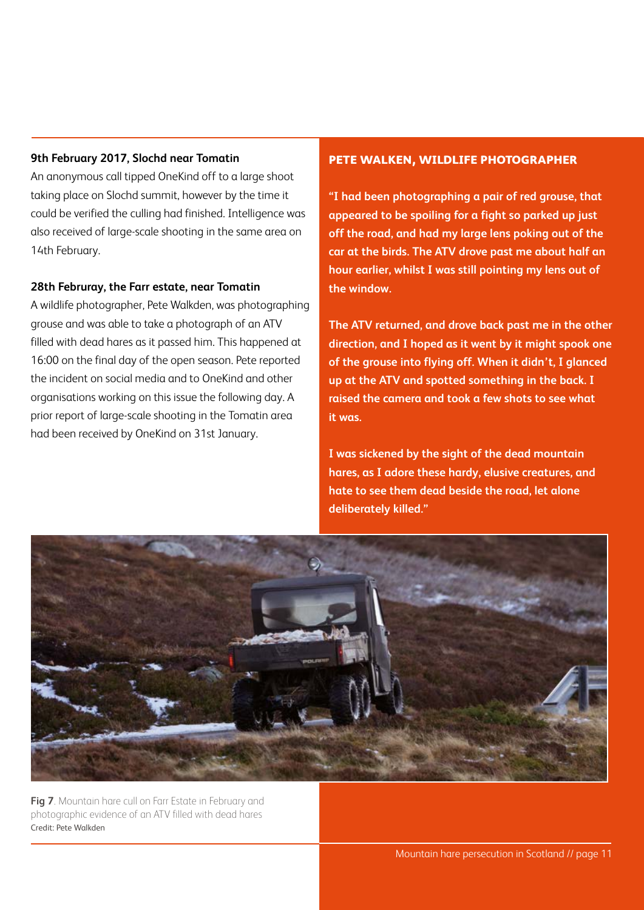**9th February 2017, Slochd near Tomatin**

An anonymous call tipped OneKind off to a large shoot taking place on Slochd summit, however by the time it could be verified the culling had finished. Intelligence was also received of large-scale shooting in the same area on 14th February.

**28th Februray, the Farr estate, near Tomatin**

A wildlife photographer, Pete Walkden, was photographing grouse and was able to take a photograph of an ATV filled with dead hares as it passed him. This happened at 16:00 on the final day of the open season. Pete reported the incident on social media and to OneKind and other organisations working on this issue the following day. A prior report of large-scale shooting in the Tomatin area had been received by OneKind on 31st January.

**PETE WALKEN, WILDLIFE PHOTOGRAPHER**

**"I had been photographing a pair of red grouse, that appeared to be spoiling for a fight so parked up just off the road, and had my large lens poking out of the car at the birds. The ATV drove past me about half an hour earlier, whilst I was still pointing my lens out of the window.**

**The ATV returned, and drove back past me in the other direction, and I hoped as it went by it might spook one of the grouse into flying off. When it didn't, I glanced up at the ATV and spotted something in the back. I raised the camera and took a few shots to see what it was.**

**I was sickened by the sight of the dead mountain hares, as I adore these hardy, elusive creatures, and hate to see them dead beside the road, let alone deliberately killed."**

**Fig 7**. Mountain hare cull on Farr Estate in February and photographic evidence of an ATV filled with dead hares
Credit: Pete Walkden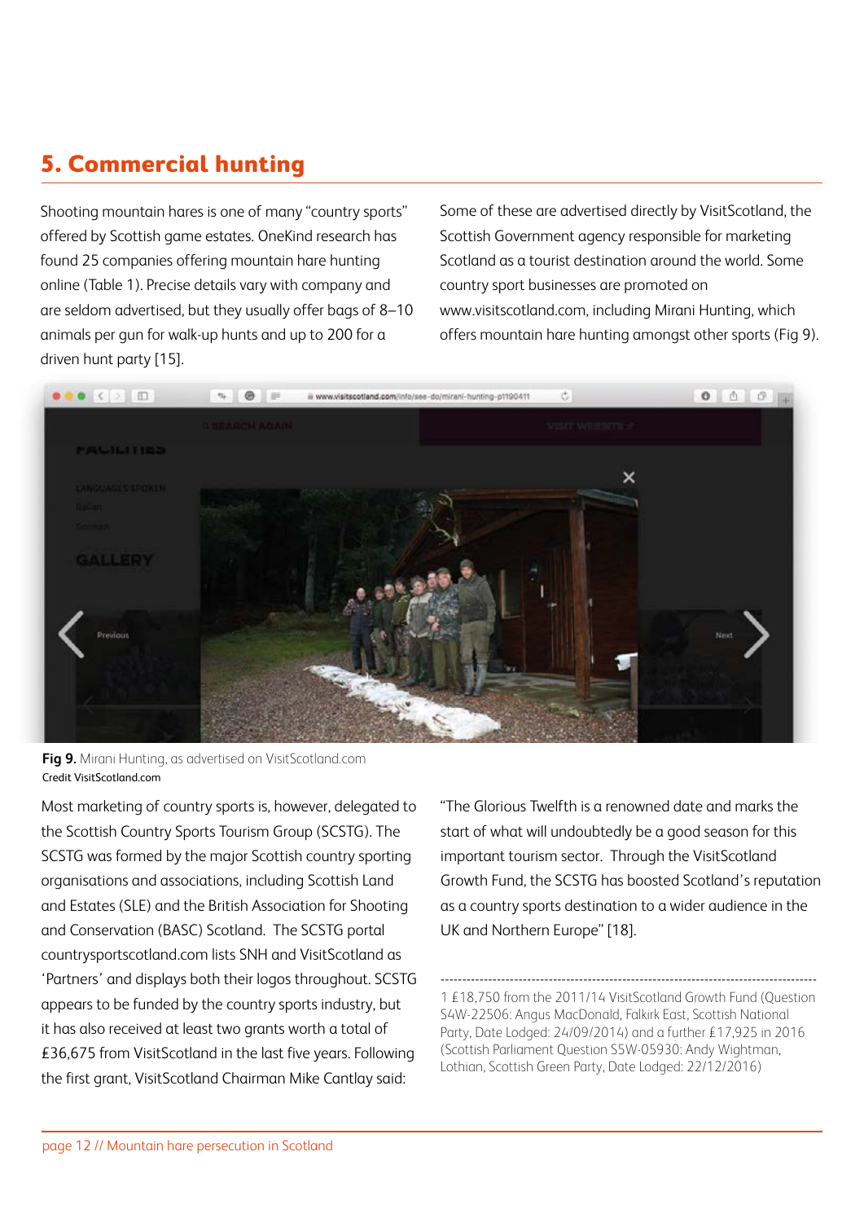## 5. Commercial hunting

Shooting mountain hares is one of many "country sports" offered by Scottish game estates. OneKind research has found 25 companies offering mountain hare hunting online (Table 1). Precise details vary with company and are seldom advertised, but they usually offer bags of 8–10 animals per gun for walk-up hunts and up to 200 for a driven hunt party [15].

Some of these are advertised directly by VisitScotland, the Scottish Government agency responsible for marketing Scotland as a tourist destination around the world. Some country sport businesses are promoted on www.visitscotland.com, including Mirani Hunting, which offers mountain hare hunting amongst other sports (Fig 9).

**Fig 9.** Mirani Hunting, as advertised on VisitScotland.com
Credit VisitScotland.com

Most marketing of country sports is, however, delegated to the Scottish Country Sports Tourism Group (SCSTG). The SCSTG was formed by the major Scottish country sporting organisations and associations, including Scottish Land and Estates (SLE) and the British Association for Shooting and Conservation (BASC) Scotland. The SCSTG portal countrysportscotland.com lists SNH and VisitScotland as 'Partners' and displays both their logos throughout. SCSTG appears to be funded by the country sports industry, but it has also received at least two grants worth a total of £36,675 from VisitScotland in the last five years. Following the first grant, VisitScotland Chairman Mike Cantlay said:

"The Glorious Twelfth is a renowned date and marks the start of what will undoubtedly be a good season for this important tourism sector. Through the VisitScotland Growth Fund, the SCSTG has boosted Scotland's reputation as a country sports destination to a wider audience in the UK and Northern Europe" [18].

---

1 £18,750 from the 2011/14 VisitScotland Growth Fund (Question S4W-22506: Angus MacDonald, Falkirk East, Scottish National Party, Date Lodged: 24/09/2014) and a further £17,925 in 2016 (Scottish Parliament Question S5W-05930: Andy Wightman, Lothian, Scottish Green Party, Date Lodged: 22/12/2016)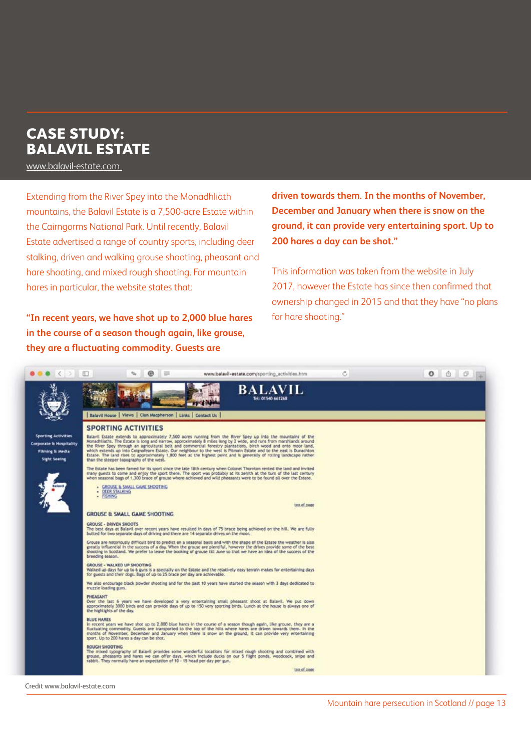# CASE STUDY: BALAVIL ESTATE

www.balavil-estate.com

Extending from the River Spey into the Monadhliath mountains, the Balavil Estate is a 7,500-acre Estate within the Cairngorms National Park. Until recently, Balavil Estate advertised a range of country sports, including deer stalking, driven and walking grouse shooting, pheasant and hare shooting, and mixed rough shooting. For mountain hares in particular, the website states that:

**"In recent years, we have shot up to 2,000 blue hares in the course of a season though again, like grouse, they are a fluctuating commodity. Guests are driven towards them. In the months of November, December and January when there is snow on the ground, it can provide very entertaining sport. Up to 200 hares a day can be shot."**

This information was taken from the website in July 2017, however the Estate has since then confirmed that ownership changed in 2015 and that they have "no plans for hare shooting."

Credit www.balavil-estate.com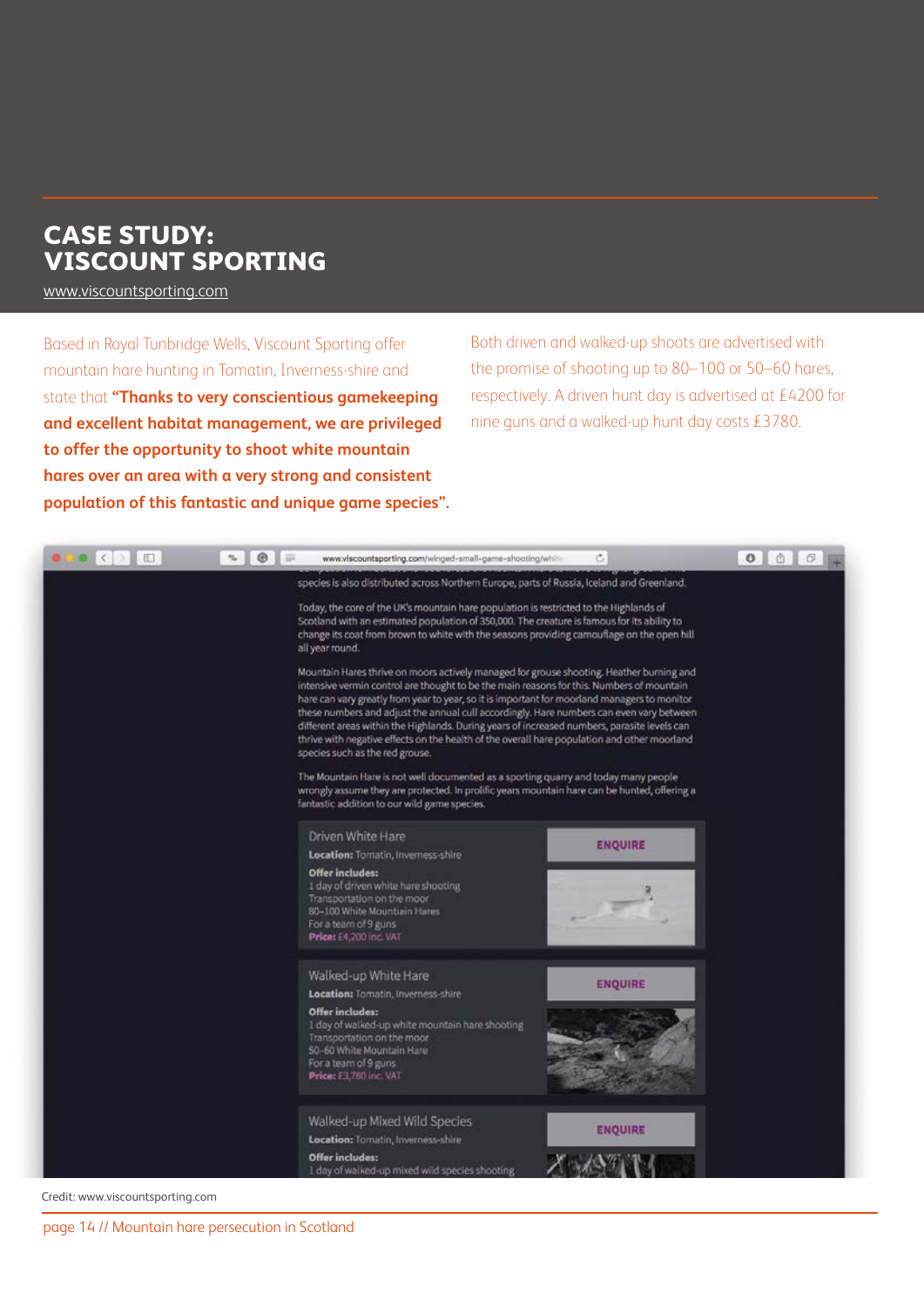# CASE STUDY: VISCOUNT SPORTING

www.viscountsporting.com

Based in Royal Tunbridge Wells, Viscount Sporting offer mountain hare hunting in Tomatin, Inverness-shire and state that **"Thanks to very conscientious gamekeeping and excellent habitat management, we are privileged to offer the opportunity to shoot white mountain hares over an area with a very strong and consistent population of this fantastic and unique game species".**

Both driven and walked-up shoots are advertised with the promise of shooting up to 80–100 or 50–60 hares, respectively. A driven hunt day is advertised at £4200 for nine guns and a walked-up hunt day costs £3780.

species is also distributed across Northern Europe, parts of Russia, Iceland and Greenland.

Today, the core of the UK's mountain hare population is restricted to the Highlands of Scotland with an estimated population of 350,000. The creature is famous for its ability to change its coat from brown to white with the seasons providing camouflage on the open hill all year round.

Mountain Hares thrive on moors actively managed for grouse shooting. Heather burning and intensive vermin control are thought to be the main reasons for this. Numbers of mountain hare can vary greatly from year to year, so it is important for moorland managers to monitor these numbers and adjust the annual cull accordingly. Hare numbers can even vary between different areas within the Highlands. During years of increased numbers, parasite levels can thrive with negative effects on the health of the overall hare population and other moorland species such as the red grouse.

The Mountain Hare is not well documented as a sporting quarry and today many people wrongly assume they are protected. In prolific years mountain hare can be hunted, offering a fantastic addition to our wild game species.

**Driven White Hare**
**Location:** Tomatin, Inverness-shire
**Offer includes:**
1 day of driven white hare shooting
Transportation on the moor
80–100 White Mountain Hares
For a team of 9 guns
**Price:** £4,200 inc. VAT

ENQUIRE

**Walked-up White Hare**
**Location:** Tomatin, Inverness-shire
**Offer includes:**
1 day of walked-up white mountain hare shooting
Transportation on the moor
50–60 White Mountain Hare
For a team of 9 guns
**Price:** £3,780 inc. VAT

ENQUIRE

**Walked-up Mixed Wild Species**
**Location:** Tomatin, Inverness-shire
**Offer includes:**
1 day of walked-up mixed wild species shooting

ENQUIRE

Credit: www.viscountsporting.com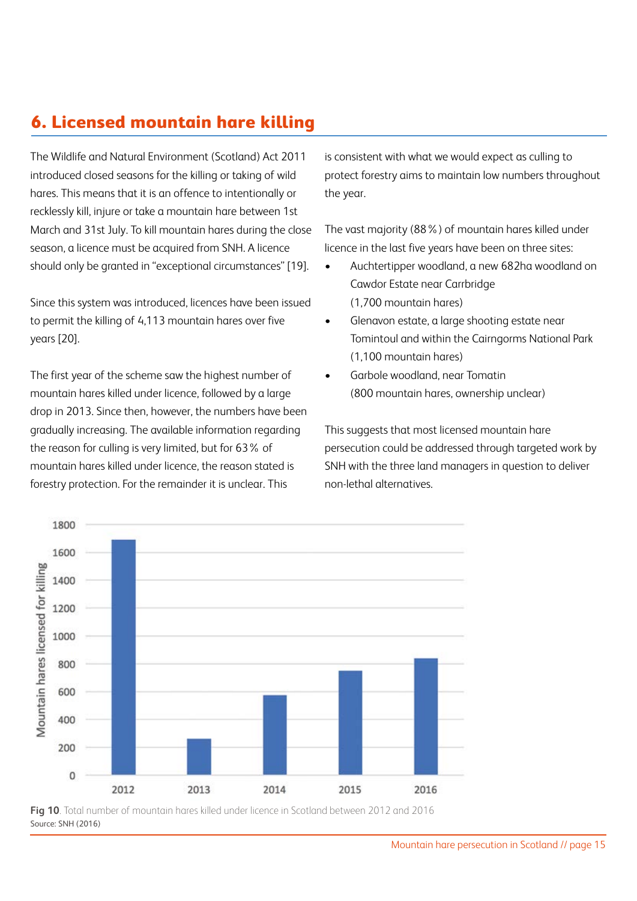## 6. Licensed mountain hare killing

The Wildlife and Natural Environment (Scotland) Act 2011 introduced closed seasons for the killing or taking of wild hares. This means that it is an offence to intentionally or recklessly kill, injure or take a mountain hare between 1st March and 31st July. To kill mountain hares during the close season, a licence must be acquired from SNH. A licence should only be granted in "exceptional circumstances" [19].

Since this system was introduced, licences have been issued to permit the killing of 4,113 mountain hares over five years [20].

The first year of the scheme saw the highest number of mountain hares killed under licence, followed by a large drop in 2013. Since then, however, the numbers have been gradually increasing. The available information regarding the reason for culling is very limited, but for 63% of mountain hares killed under licence, the reason stated is forestry protection. For the remainder it is unclear. This is consistent with what we would expect as culling to protect forestry aims to maintain low numbers throughout the year.

The vast majority (88%) of mountain hares killed under licence in the last five years have been on three sites:

- Auchtertipper woodland, a new 682ha woodland on Cawdor Estate near Carrbridge (1,700 mountain hares)
- Glenavon estate, a large shooting estate near Tomintoul and within the Cairngorms National Park (1,100 mountain hares)
- Garbole woodland, near Tomatin (800 mountain hares, ownership unclear)

This suggests that most licensed mountain hare persecution could be addressed through targeted work by SNH with the three land managers in question to deliver non-lethal alternatives.

**Fig 10**. Total number of mountain hares killed under licence in Scotland between 2012 and 2016
Source: SNH (2016)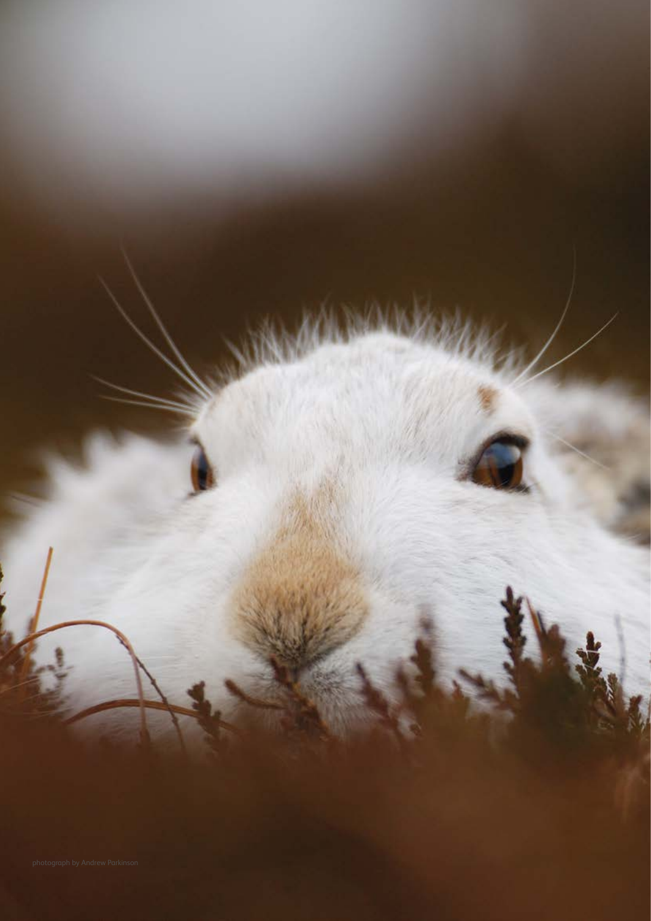photograph by Andrew Parkinson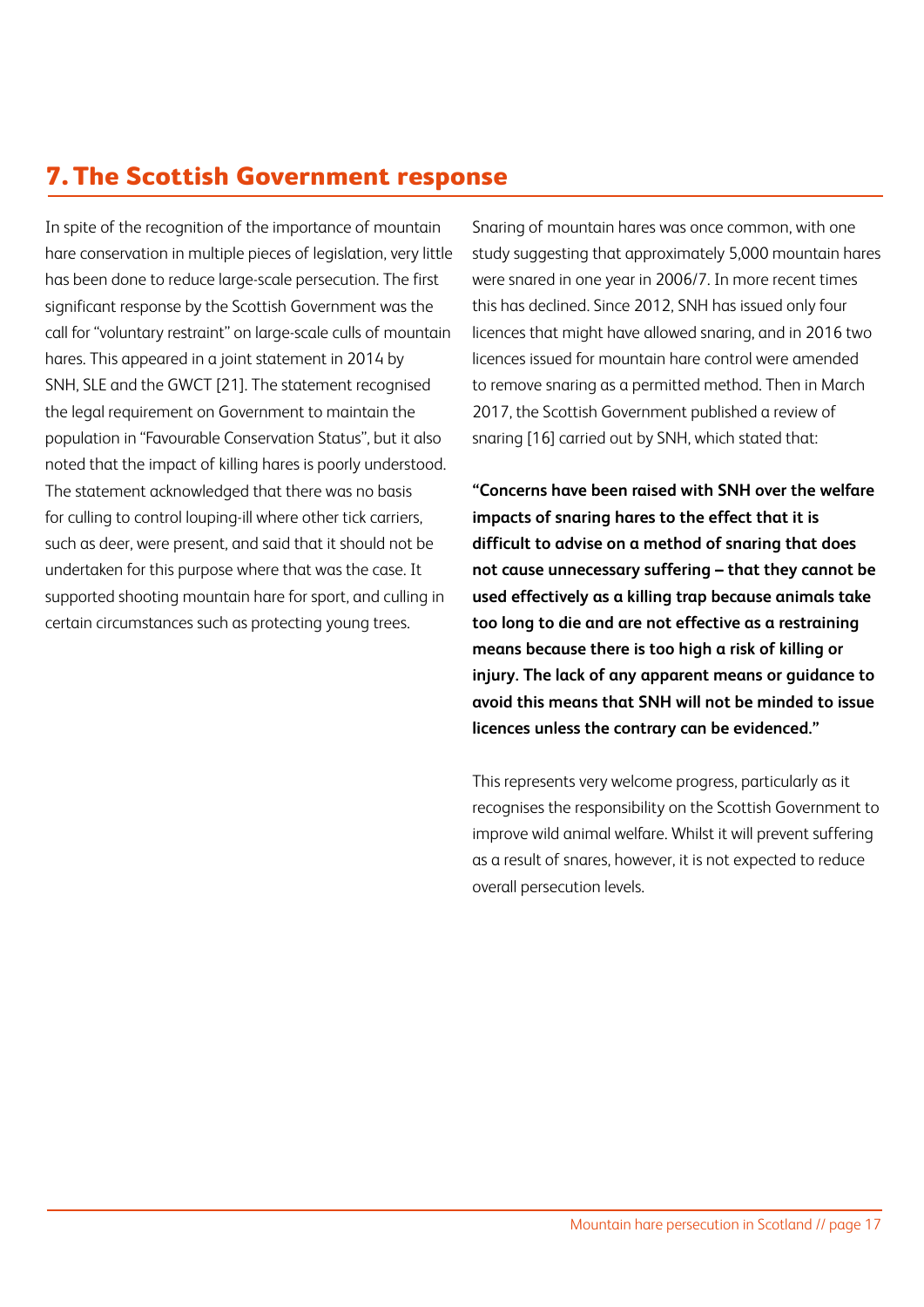## 7. The Scottish Government response

In spite of the recognition of the importance of mountain hare conservation in multiple pieces of legislation, very little has been done to reduce large-scale persecution. The first significant response by the Scottish Government was the call for "voluntary restraint" on large-scale culls of mountain hares. This appeared in a joint statement in 2014 by SNH, SLE and the GWCT [21]. The statement recognised the legal requirement on Government to maintain the population in "Favourable Conservation Status", but it also noted that the impact of killing hares is poorly understood. The statement acknowledged that there was no basis for culling to control louping-ill where other tick carriers, such as deer, were present, and said that it should not be undertaken for this purpose where that was the case. It supported shooting mountain hare for sport, and culling in certain circumstances such as protecting young trees.

Snaring of mountain hares was once common, with one study suggesting that approximately 5,000 mountain hares were snared in one year in 2006/7. In more recent times this has declined. Since 2012, SNH has issued only four licences that might have allowed snaring, and in 2016 two licences issued for mountain hare control were amended to remove snaring as a permitted method. Then in March 2017, the Scottish Government published a review of snaring [16] carried out by SNH, which stated that:

**"Concerns have been raised with SNH over the welfare impacts of snaring hares to the effect that it is difficult to advise on a method of snaring that does not cause unnecessary suffering – that they cannot be used effectively as a killing trap because animals take too long to die and are not effective as a restraining means because there is too high a risk of killing or injury. The lack of any apparent means or guidance to avoid this means that SNH will not be minded to issue licences unless the contrary can be evidenced."**

This represents very welcome progress, particularly as it recognises the responsibility on the Scottish Government to improve wild animal welfare. Whilst it will prevent suffering as a result of snares, however, it is not expected to reduce overall persecution levels.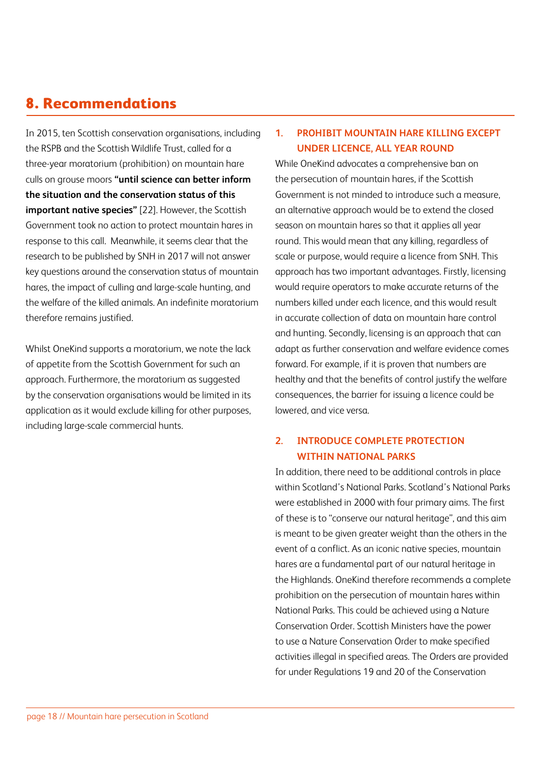## 8. Recommendations

In 2015, ten Scottish conservation organisations, including the RSPB and the Scottish Wildlife Trust, called for a three-year moratorium (prohibition) on mountain hare culls on grouse moors **"until science can better inform the situation and the conservation status of this important native species"** [22]. However, the Scottish Government took no action to protect mountain hares in response to this call. Meanwhile, it seems clear that the research to be published by SNH in 2017 will not answer key questions around the conservation status of mountain hares, the impact of culling and large-scale hunting, and the welfare of the killed animals. An indefinite moratorium therefore remains justified.

Whilst OneKind supports a moratorium, we note the lack of appetite from the Scottish Government for such an approach. Furthermore, the moratorium as suggested by the conservation organisations would be limited in its application as it would exclude killing for other purposes, including large-scale commercial hunts.

### 1. PROHIBIT MOUNTAIN HARE KILLING EXCEPT UNDER LICENCE, ALL YEAR ROUND

While OneKind advocates a comprehensive ban on the persecution of mountain hares, if the Scottish Government is not minded to introduce such a measure, an alternative approach would be to extend the closed season on mountain hares so that it applies all year round. This would mean that any killing, regardless of scale or purpose, would require a licence from SNH. This approach has two important advantages. Firstly, licensing would require operators to make accurate returns of the numbers killed under each licence, and this would result in accurate collection of data on mountain hare control and hunting. Secondly, licensing is an approach that can adapt as further conservation and welfare evidence comes forward. For example, if it is proven that numbers are healthy and that the benefits of control justify the welfare consequences, the barrier for issuing a licence could be lowered, and vice versa.

### 2. INTRODUCE COMPLETE PROTECTION WITHIN NATIONAL PARKS

In addition, there need to be additional controls in place within Scotland's National Parks. Scotland's National Parks were established in 2000 with four primary aims. The first of these is to "conserve our natural heritage", and this aim is meant to be given greater weight than the others in the event of a conflict. As an iconic native species, mountain hares are a fundamental part of our natural heritage in the Highlands. OneKind therefore recommends a complete prohibition on the persecution of mountain hares within National Parks. This could be achieved using a Nature Conservation Order. Scottish Ministers have the power to use a Nature Conservation Order to make specified activities illegal in specified areas. The Orders are provided for under Regulations 19 and 20 of the Conservation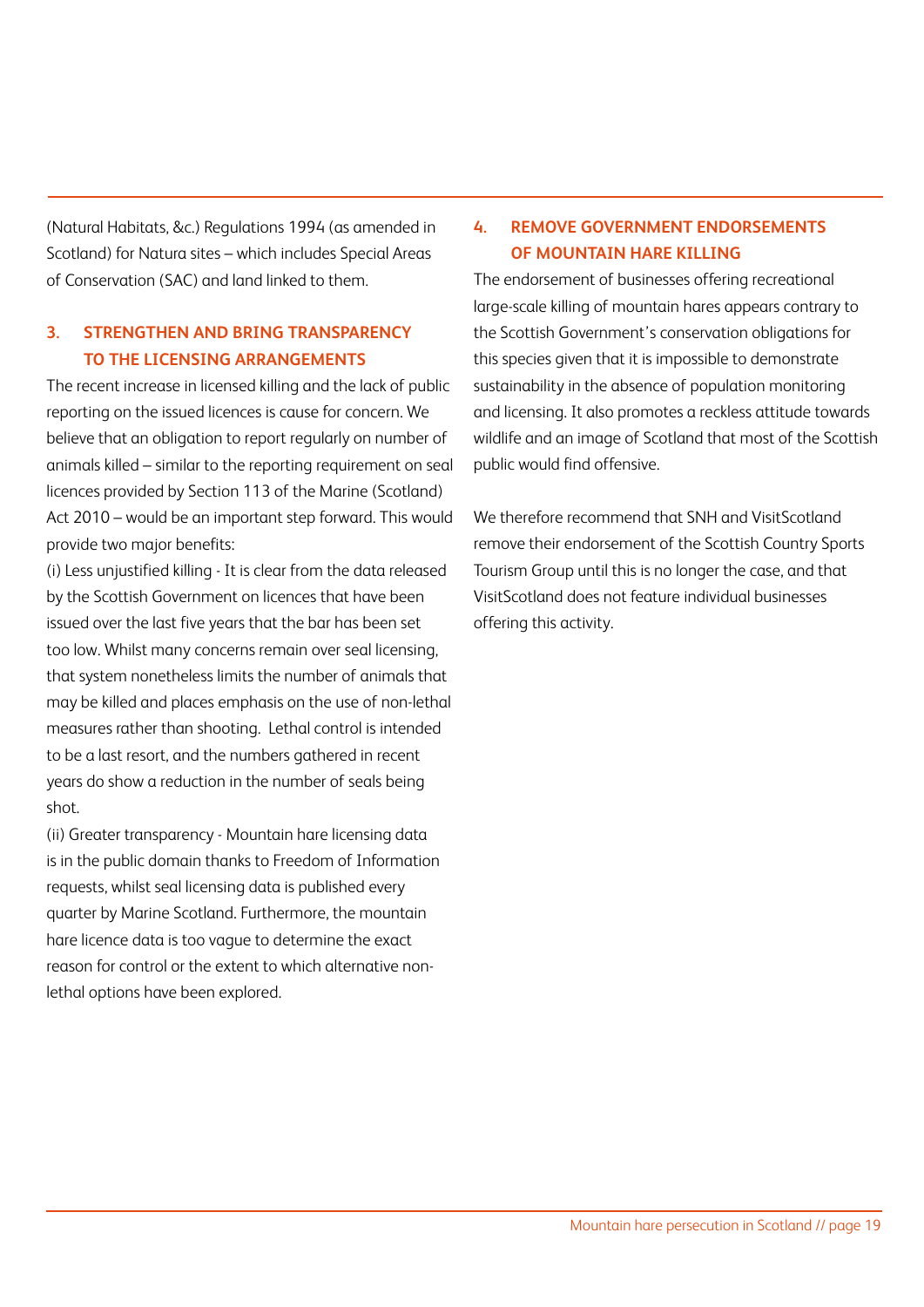(Natural Habitats, &c.) Regulations 1994 (as amended in Scotland) for Natura sites – which includes Special Areas of Conservation (SAC) and land linked to them.

### 3. STRENGTHEN AND BRING TRANSPARENCY TO THE LICENSING ARRANGEMENTS

The recent increase in licensed killing and the lack of public reporting on the issued licences is cause for concern. We believe that an obligation to report regularly on number of animals killed – similar to the reporting requirement on seal licences provided by Section 113 of the Marine (Scotland) Act 2010 – would be an important step forward. This would provide two major benefits:

(i) Less unjustified killing - It is clear from the data released by the Scottish Government on licences that have been issued over the last five years that the bar has been set too low. Whilst many concerns remain over seal licensing, that system nonetheless limits the number of animals that may be killed and places emphasis on the use of non-lethal measures rather than shooting. Lethal control is intended to be a last resort, and the numbers gathered in recent years do show a reduction in the number of seals being shot.

(ii) Greater transparency - Mountain hare licensing data is in the public domain thanks to Freedom of Information requests, whilst seal licensing data is published every quarter by Marine Scotland. Furthermore, the mountain hare licence data is too vague to determine the exact reason for control or the extent to which alternative non-lethal options have been explored.

### 4. REMOVE GOVERNMENT ENDORSEMENTS OF MOUNTAIN HARE KILLING

The endorsement of businesses offering recreational large-scale killing of mountain hares appears contrary to the Scottish Government's conservation obligations for this species given that it is impossible to demonstrate sustainability in the absence of population monitoring and licensing. It also promotes a reckless attitude towards wildlife and an image of Scotland that most of the Scottish public would find offensive.

We therefore recommend that SNH and VisitScotland remove their endorsement of the Scottish Country Sports Tourism Group until this is no longer the case, and that VisitScotland does not feature individual businesses offering this activity.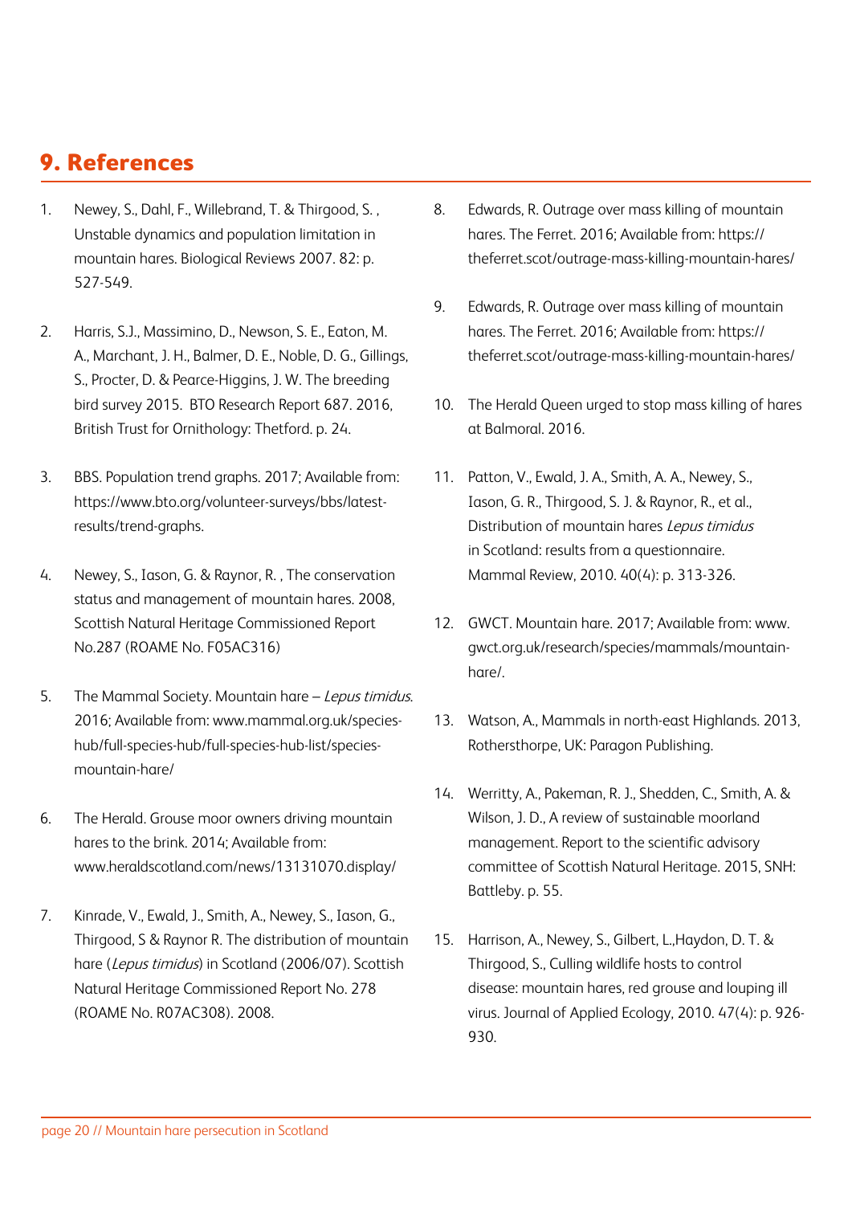## 9. References

1. Newey, S., Dahl, F., Willebrand, T. & Thirgood, S. , Unstable dynamics and population limitation in mountain hares. Biological Reviews 2007. 82: p. 527-549.

2. Harris, S.J., Massimino, D., Newson, S. E., Eaton, M. A., Marchant, J. H., Balmer, D. E., Noble, D. G., Gillings, S., Procter, D. & Pearce-Higgins, J. W. The breeding bird survey 2015. BTO Research Report 687. 2016, British Trust for Ornithology: Thetford. p. 24.

3. BBS. Population trend graphs. 2017; Available from: https://www.bto.org/volunteer-surveys/bbs/latest-results/trend-graphs.

4. Newey, S., Iason, G. & Raynor, R. , The conservation status and management of mountain hares. 2008, Scottish Natural Heritage Commissioned Report No.287 (ROAME No. F05AC316)

5. The Mammal Society. Mountain hare – *Lepus timidus*. 2016; Available from: www.mammal.org.uk/species-hub/full-species-hub/full-species-hub-list/species-mountain-hare/

6. The Herald. Grouse moor owners driving mountain hares to the brink. 2014; Available from: www.heraldscotland.com/news/13131070.display/

7. Kinrade, V., Ewald, J., Smith, A., Newey, S., Iason, G., Thirgood, S & Raynor R. The distribution of mountain hare (*Lepus timidus*) in Scotland (2006/07). Scottish Natural Heritage Commissioned Report No. 278 (ROAME No. R07AC308). 2008.

8. Edwards, R. Outrage over mass killing of mountain hares. The Ferret. 2016; Available from: https://theferret.scot/outrage-mass-killing-mountain-hares/

9. Edwards, R. Outrage over mass killing of mountain hares. The Ferret. 2016; Available from: https://theferret.scot/outrage-mass-killing-mountain-hares/

10. The Herald Queen urged to stop mass killing of hares at Balmoral. 2016.

11. Patton, V., Ewald, J. A., Smith, A. A., Newey, S., Iason, G. R., Thirgood, S. J. & Raynor, R., et al., Distribution of mountain hares *Lepus timidus* in Scotland: results from a questionnaire. Mammal Review, 2010. 40(4): p. 313-326.

12. GWCT. Mountain hare. 2017; Available from: www.gwct.org.uk/research/species/mammals/mountain-hare/.

13. Watson, A., Mammals in north-east Highlands. 2013, Rothersthorpe, UK: Paragon Publishing.

14. Werritty, A., Pakeman, R. J., Shedden, C., Smith, A. & Wilson, J. D., A review of sustainable moorland management. Report to the scientific advisory committee of Scottish Natural Heritage. 2015, SNH: Battleby. p. 55.

15. Harrison, A., Newey, S., Gilbert, L.,Haydon, D. T. & Thirgood, S., Culling wildlife hosts to control disease: mountain hares, red grouse and louping ill virus. Journal of Applied Ecology, 2010. 47(4): p. 926-930.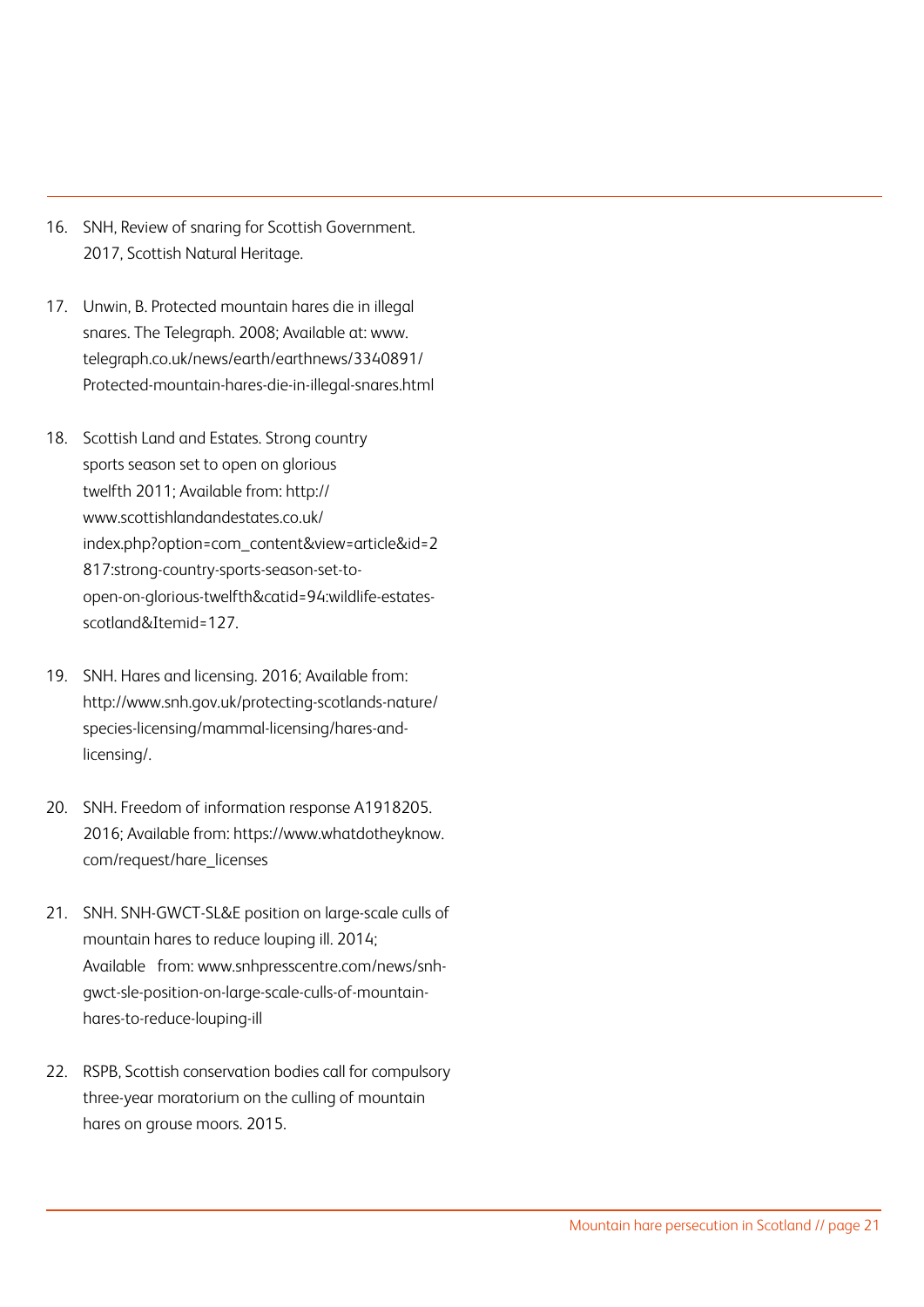16. SNH, Review of snaring for Scottish Government. 2017, Scottish Natural Heritage.

17. Unwin, B. Protected mountain hares die in illegal snares. The Telegraph. 2008; Available at: www.telegraph.co.uk/news/earth/earthnews/3340891/Protected-mountain-hares-die-in-illegal-snares.html

18. Scottish Land and Estates. Strong country sports season set to open on glorious twelfth 2011; Available from: http://www.scottishlandandestates.co.uk/index.php?option=com_content&view=article&id=2817:strong-country-sports-season-set-to-open-on-glorious-twelfth&catid=94:wildlife-estates-scotland&Itemid=127.

19. SNH. Hares and licensing. 2016; Available from: http://www.snh.gov.uk/protecting-scotlands-nature/species-licensing/mammal-licensing/hares-and-licensing/.

20. SNH. Freedom of information response A1918205. 2016; Available from: https://www.whatdotheyknow.com/request/hare_licenses

21. SNH. SNH-GWCT-SL&E position on large-scale culls of mountain hares to reduce louping ill. 2014; Available from: www.snhpresscentre.com/news/snh-gwct-sle-position-on-large-scale-culls-of-mountain-hares-to-reduce-louping-ill

22. RSPB, Scottish conservation bodies call for compulsory three-year moratorium on the culling of mountain hares on grouse moors. 2015.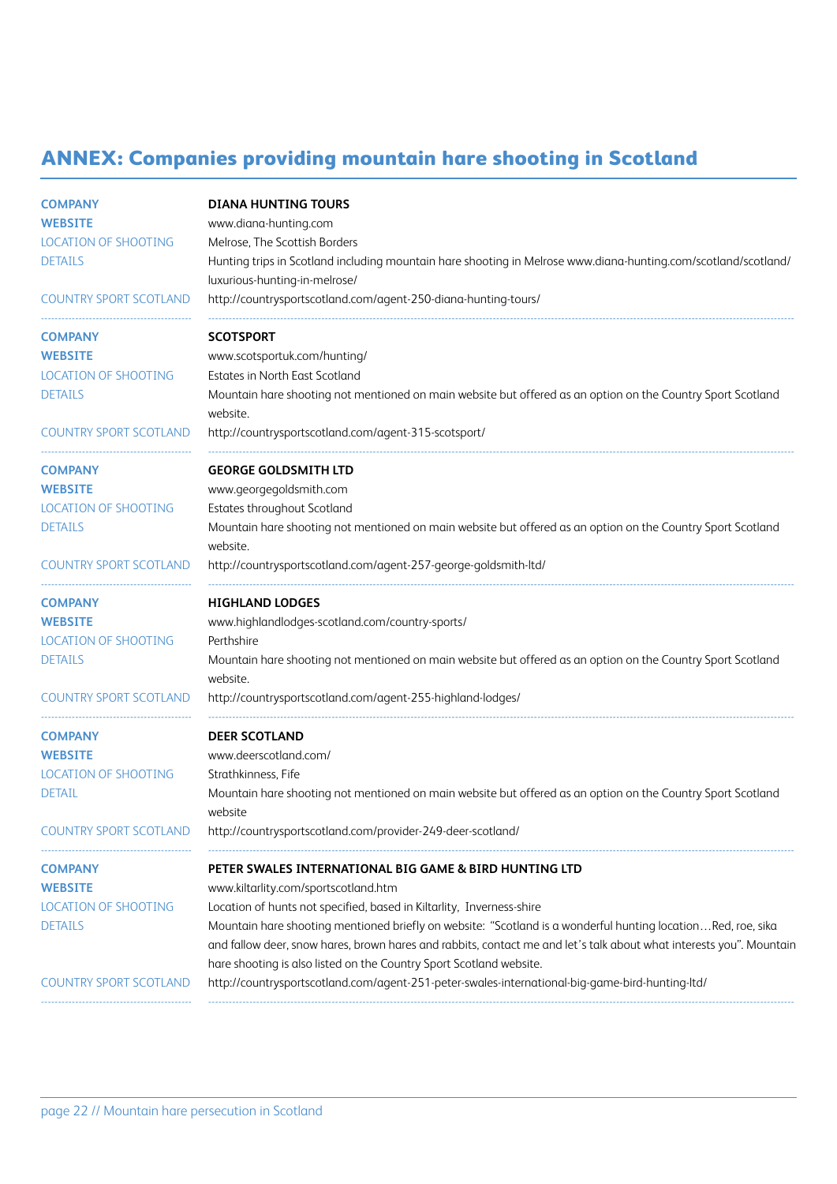## ANNEX: Companies providing mountain hare shooting in Scotland

| | |
|---|---|
| **COMPANY** | **DIANA HUNTING TOURS** |
| **WEBSITE** | www.diana-hunting.com |
| LOCATION OF SHOOTING | Melrose, The Scottish Borders |
| DETAILS | Hunting trips in Scotland including mountain hare shooting in Melrose www.diana-hunting.com/scotland/scotland/luxurious-hunting-in-melrose/ |
| COUNTRY SPORT SCOTLAND | http://countrysportscotland.com/agent-250-diana-hunting-tours/ |
| **COMPANY** | **SCOTSPORT** |
| **WEBSITE** | www.scotsportuk.com/hunting/ |
| LOCATION OF SHOOTING | Estates in North East Scotland |
| DETAILS | Mountain hare shooting not mentioned on main website but offered as an option on the Country Sport Scotland website. |
| COUNTRY SPORT SCOTLAND | http://countrysportscotland.com/agent-315-scotsport/ |
| **COMPANY** | **GEORGE GOLDSMITH LTD** |
| **WEBSITE** | www.georgegoldsmith.com |
| LOCATION OF SHOOTING | Estates throughout Scotland |
| DETAILS | Mountain hare shooting not mentioned on main website but offered as an option on the Country Sport Scotland website. |
| COUNTRY SPORT SCOTLAND | http://countrysportscotland.com/agent-257-george-goldsmith-ltd/ |
| **COMPANY** | **HIGHLAND LODGES** |
| **WEBSITE** | www.highlandlodges-scotland.com/country-sports/ |
| LOCATION OF SHOOTING | Perthshire |
| DETAILS | Mountain hare shooting not mentioned on main website but offered as an option on the Country Sport Scotland website. |
| COUNTRY SPORT SCOTLAND | http://countrysportscotland.com/agent-255-highland-lodges/ |
| **COMPANY** | **DEER SCOTLAND** |
| **WEBSITE** | www.deerscotland.com/ |
| LOCATION OF SHOOTING | Strathkinness, Fife |
| DETAIL | Mountain hare shooting not mentioned on main website but offered as an option on the Country Sport Scotland website |
| COUNTRY SPORT SCOTLAND | http://countrysportscotland.com/provider-249-deer-scotland/ |
| **COMPANY** | **PETER SWALES INTERNATIONAL BIG GAME & BIRD HUNTING LTD** |
| **WEBSITE** | www.kiltarlity.com/sportscotland.htm |
| LOCATION OF SHOOTING | Location of hunts not specified, based in Kiltarlity, Inverness-shire |
| DETAILS | Mountain hare shooting mentioned briefly on website: "Scotland is a wonderful hunting location…Red, roe, sika and fallow deer, snow hares, brown hares and rabbits, contact me and let's talk about what interests you". Mountain hare shooting is also listed on the Country Sport Scotland website. |
| COUNTRY SPORT SCOTLAND | http://countrysportscotland.com/agent-251-peter-swales-international-big-game-bird-hunting-ltd/ |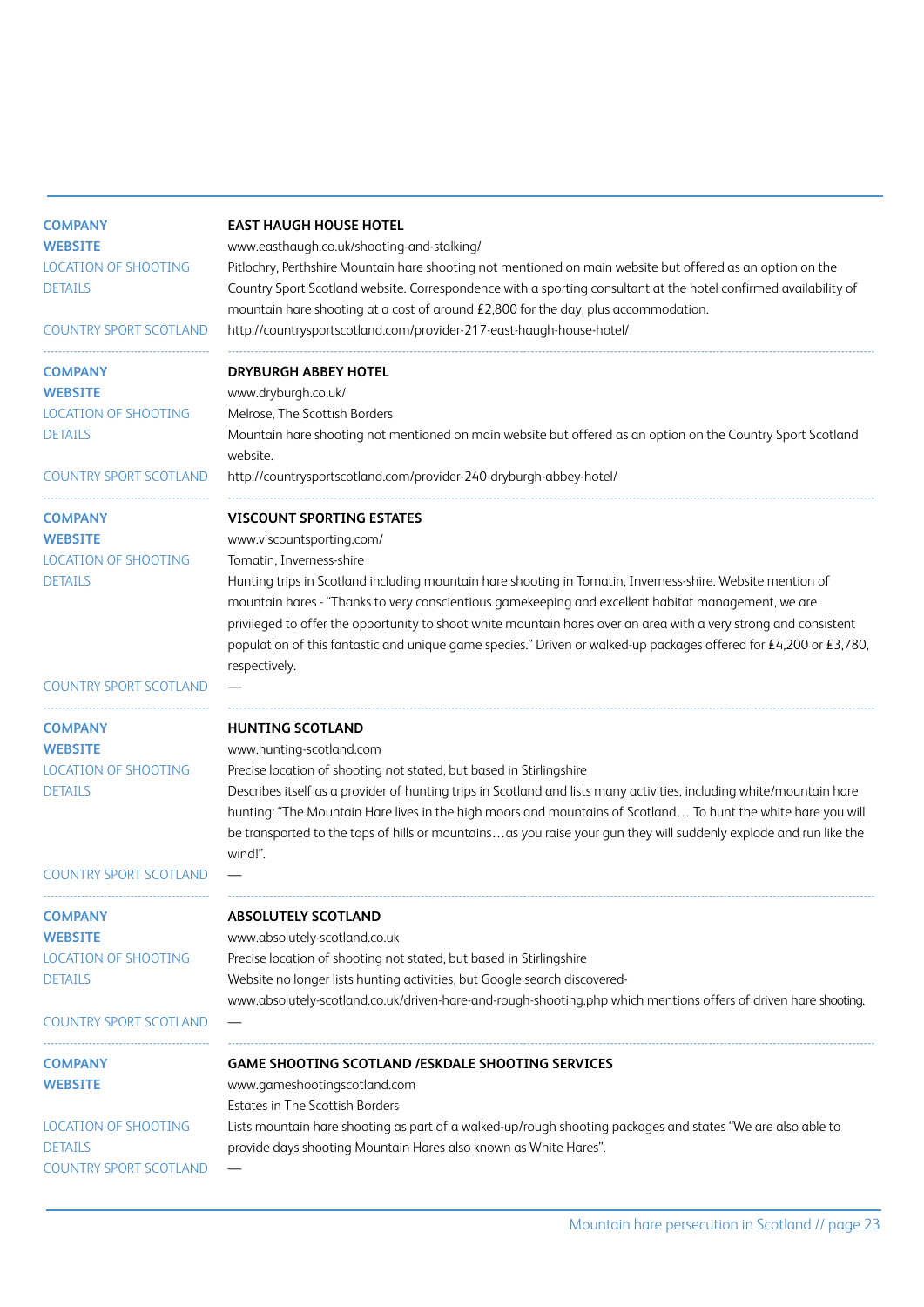| | |
|---|---|
| **COMPANY** | **EAST HAUGH HOUSE HOTEL** |
| **WEBSITE** | www.easthaugh.co.uk/shooting-and-stalking/ |
| LOCATION OF SHOOTING | Pitlochry, Perthshire |
| DETAILS | Mountain hare shooting not mentioned on main website but offered as an option on the Country Sport Scotland website. Correspondence with a sporting consultant at the hotel confirmed availability of mountain hare shooting at a cost of around £2,800 for the day, plus accommodation. |
| COUNTRY SPORT SCOTLAND | http://countrysportscotland.com/provider-217-east-haugh-house-hotel/ |

| | |
|---|---|
| **COMPANY** | **DRYBURGH ABBEY HOTEL** |
| **WEBSITE** | www.dryburgh.co.uk/ |
| LOCATION OF SHOOTING | Melrose, The Scottish Borders |
| DETAILS | Mountain hare shooting not mentioned on main website but offered as an option on the Country Sport Scotland website. |
| COUNTRY SPORT SCOTLAND | http://countrysportscotland.com/provider-240-dryburgh-abbey-hotel/ |

| | |
|---|---|
| **COMPANY** | **VISCOUNT SPORTING ESTATES** |
| **WEBSITE** | www.viscountsporting.com/ |
| LOCATION OF SHOOTING | Tomatin, Inverness-shire |
| DETAILS | Hunting trips in Scotland including mountain hare shooting in Tomatin, Inverness-shire. Website mention of mountain hares - "Thanks to very conscientious gamekeeping and excellent habitat management, we are privileged to offer the opportunity to shoot white mountain hares over an area with a very strong and consistent population of this fantastic and unique game species." Driven or walked-up packages offered for £4,200 or £3,780, respectively. |
| COUNTRY SPORT SCOTLAND | — |

| | |
|---|---|
| **COMPANY** | **HUNTING SCOTLAND** |
| **WEBSITE** | www.hunting-scotland.com |
| LOCATION OF SHOOTING | Precise location of shooting not stated, but based in Stirlingshire |
| DETAILS | Describes itself as a provider of hunting trips in Scotland and lists many activities, including white/mountain hare hunting: "The Mountain Hare lives in the high moors and mountains of Scotland… To hunt the white hare you will be transported to the tops of hills or mountains…as you raise your gun they will suddenly explode and run like the wind!". |
| COUNTRY SPORT SCOTLAND | — |

| | |
|---|---|
| **COMPANY** | **ABSOLUTELY SCOTLAND** |
| **WEBSITE** | www.absolutely-scotland.co.uk |
| LOCATION OF SHOOTING | Precise location of shooting not stated, but based in Stirlingshire |
| DETAILS | Website no longer lists hunting activities, but Google search discovered- www.absolutely-scotland.co.uk/driven-hare-and-rough-shooting.php which mentions offers of driven hare shooting. |
| COUNTRY SPORT SCOTLAND | — |

| | |
|---|---|
| **COMPANY** | **GAME SHOOTING SCOTLAND /ESKDALE SHOOTING SERVICES** |
| **WEBSITE** | www.gameshootingscotland.com |
| LOCATION OF SHOOTING | Estates in The Scottish Borders |
| DETAILS | Lists mountain hare shooting as part of a walked-up/rough shooting packages and states "We are also able to provide days shooting Mountain Hares also known as White Hares". |
| COUNTRY SPORT SCOTLAND | — |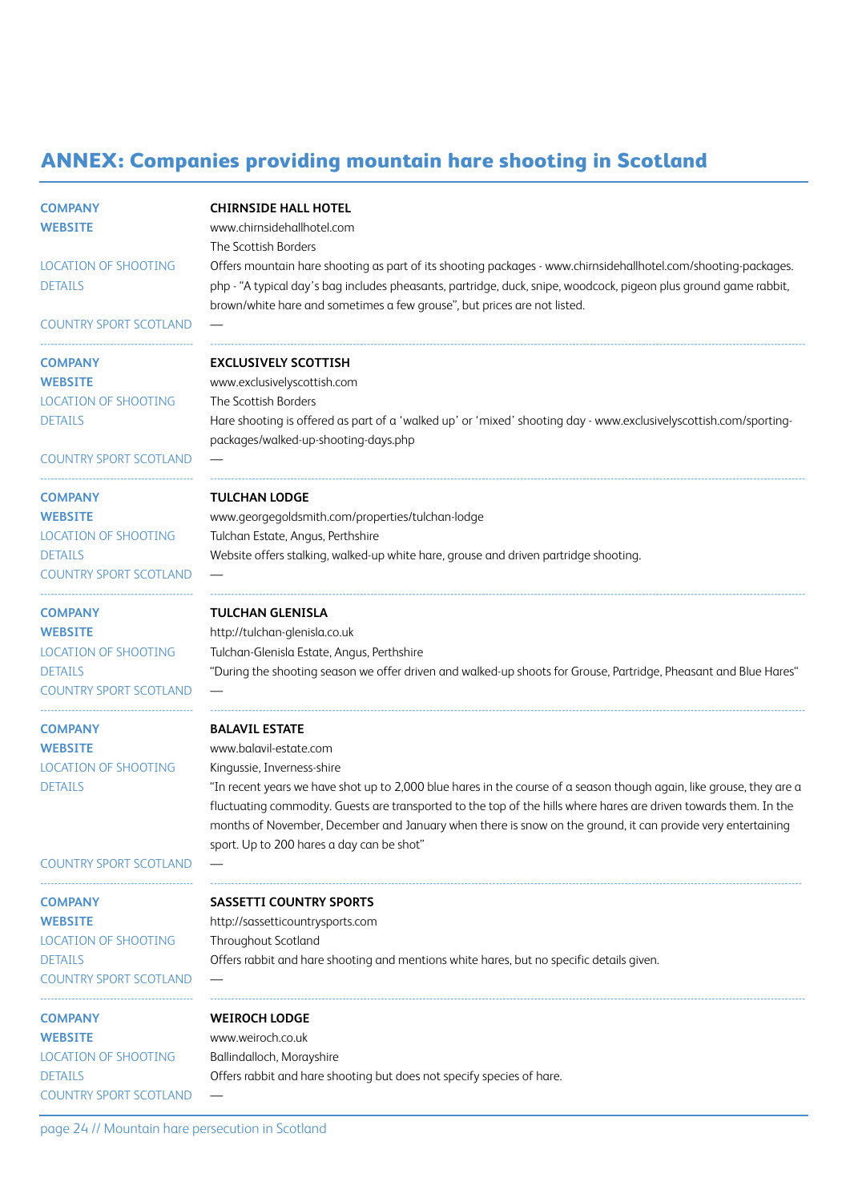## ANNEX: Companies providing mountain hare shooting in Scotland

| | |
|---|---|
| **COMPANY** | **CHIRNSIDE HALL HOTEL** |
| **WEBSITE** | www.chirnsidehallhotel.com |
| LOCATION OF SHOOTING | The Scottish Borders |
| DETAILS | Offers mountain hare shooting as part of its shooting packages - www.chirnsidehallhotel.com/shooting-packages.php - "A typical day's bag includes pheasants, partridge, duck, snipe, woodcock, pigeon plus ground game rabbit, brown/white hare and sometimes a few grouse", but prices are not listed. |
| COUNTRY SPORT SCOTLAND | — |

| | |
|---|---|
| **COMPANY** | **EXCLUSIVELY SCOTTISH** |
| **WEBSITE** | www.exclusivelyscottish.com |
| LOCATION OF SHOOTING | The Scottish Borders |
| DETAILS | Hare shooting is offered as part of a 'walked up' or 'mixed' shooting day - www.exclusivelyscottish.com/sporting-packages/walked-up-shooting-days.php |
| COUNTRY SPORT SCOTLAND | — |

| | |
|---|---|
| **COMPANY** | **TULCHAN LODGE** |
| **WEBSITE** | www.georgegoldsmith.com/properties/tulchan-lodge |
| LOCATION OF SHOOTING | Tulchan Estate, Angus, Perthshire |
| DETAILS | Website offers stalking, walked-up white hare, grouse and driven partridge shooting. |
| COUNTRY SPORT SCOTLAND | — |

| | |
|---|---|
| **COMPANY** | **TULCHAN GLENISLA** |
| **WEBSITE** | http://tulchan-glenisla.co.uk |
| LOCATION OF SHOOTING | Tulchan-Glenisla Estate, Angus, Perthshire |
| DETAILS | "During the shooting season we offer driven and walked-up shoots for Grouse, Partridge, Pheasant and Blue Hares" |
| COUNTRY SPORT SCOTLAND | — |

| | |
|---|---|
| **COMPANY** | **BALAVIL ESTATE** |
| **WEBSITE** | www.balavil-estate.com |
| LOCATION OF SHOOTING | Kingussie, Inverness-shire |
| DETAILS | "In recent years we have shot up to 2,000 blue hares in the course of a season though again, like grouse, they are a fluctuating commodity. Guests are transported to the top of the hills where hares are driven towards them. In the months of November, December and January when there is snow on the ground, it can provide very entertaining sport. Up to 200 hares a day can be shot" |
| COUNTRY SPORT SCOTLAND | — |

| | |
|---|---|
| **COMPANY** | **SASSETTI COUNTRY SPORTS** |
| **WEBSITE** | http://sassetticountrysports.com |
| LOCATION OF SHOOTING | Throughout Scotland |
| DETAILS | Offers rabbit and hare shooting and mentions white hares, but no specific details given. |
| COUNTRY SPORT SCOTLAND | — |

| | |
|---|---|
| **COMPANY** | **WEIROCH LODGE** |
| **WEBSITE** | www.weiroch.co.uk |
| LOCATION OF SHOOTING | Ballindalloch, Morayshire |
| DETAILS | Offers rabbit and hare shooting but does not specify species of hare. |
| COUNTRY SPORT SCOTLAND | — |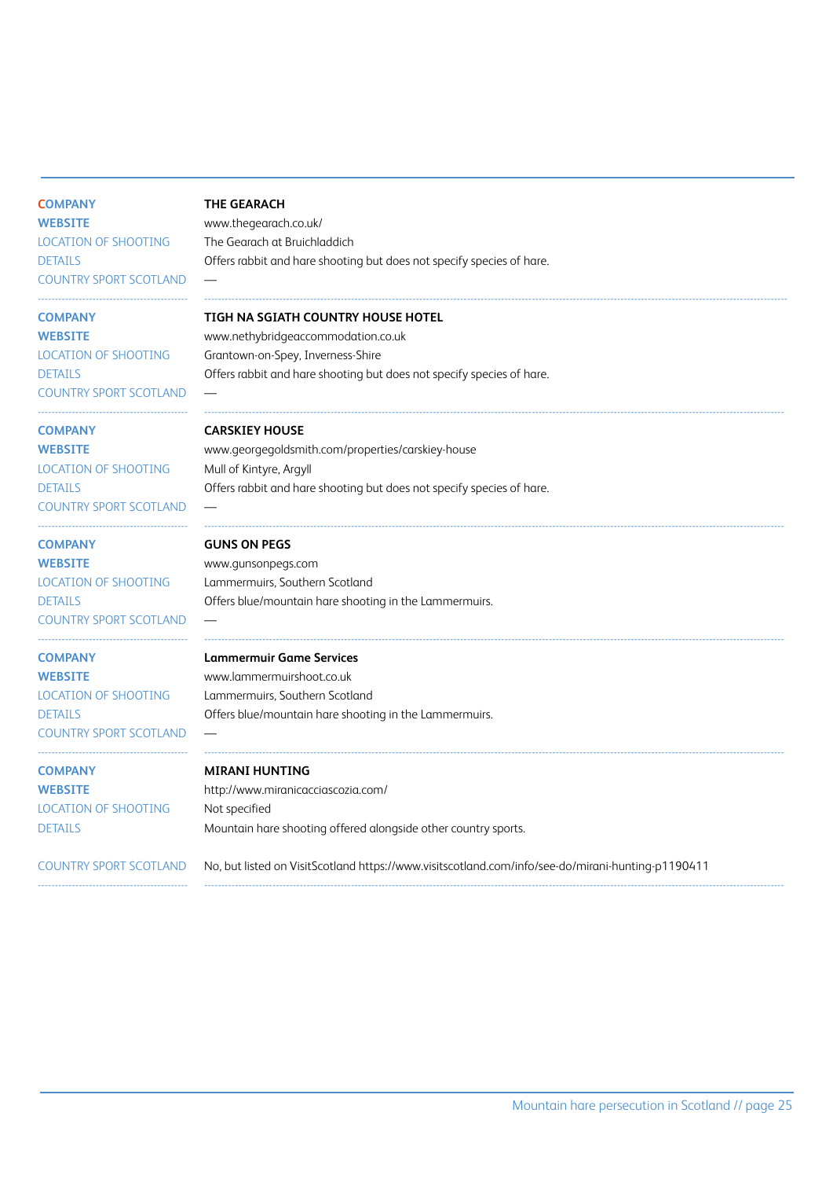| | |
|---|---|
| **COMPANY** | **THE GEARACH** |
| **WEBSITE** | www.thegearach.co.uk/ |
| LOCATION OF SHOOTING | The Gearach at Bruichladdich |
| DETAILS | Offers rabbit and hare shooting but does not specify species of hare. |
| COUNTRY SPORT SCOTLAND | — |

| | |
|---|---|
| **COMPANY** | **TIGH NA SGIATH COUNTRY HOUSE HOTEL** |
| **WEBSITE** | www.nethybridgeaccommodation.co.uk |
| LOCATION OF SHOOTING | Grantown-on-Spey, Inverness-Shire |
| DETAILS | Offers rabbit and hare shooting but does not specify species of hare. |
| COUNTRY SPORT SCOTLAND | — |

| | |
|---|---|
| **COMPANY** | **CARSKIEY HOUSE** |
| **WEBSITE** | www.georgegoldsmith.com/properties/carskiey-house |
| LOCATION OF SHOOTING | Mull of Kintyre, Argyll |
| DETAILS | Offers rabbit and hare shooting but does not specify species of hare. |
| COUNTRY SPORT SCOTLAND | — |

| | |
|---|---|
| **COMPANY** | **GUNS ON PEGS** |
| **WEBSITE** | www.gunsonpegs.com |
| LOCATION OF SHOOTING | Lammermuirs, Southern Scotland |
| DETAILS | Offers blue/mountain hare shooting in the Lammermuirs. |
| COUNTRY SPORT SCOTLAND | — |

| | |
|---|---|
| **COMPANY** | **Lammermuir Game Services** |
| **WEBSITE** | www.lammermuirshoot.co.uk |
| LOCATION OF SHOOTING | Lammermuirs, Southern Scotland |
| DETAILS | Offers blue/mountain hare shooting in the Lammermuirs. |
| COUNTRY SPORT SCOTLAND | — |

| | |
|---|---|
| **COMPANY** | **MIRANI HUNTING** |
| **WEBSITE** | http://www.miranicacciascozia.com/ |
| LOCATION OF SHOOTING | Not specified |
| DETAILS | Mountain hare shooting offered alongside other country sports. |
| COUNTRY SPORT SCOTLAND | No, but listed on VisitScotland https://www.visitscotland.com/info/see-do/mirani-hunting-p1190411 |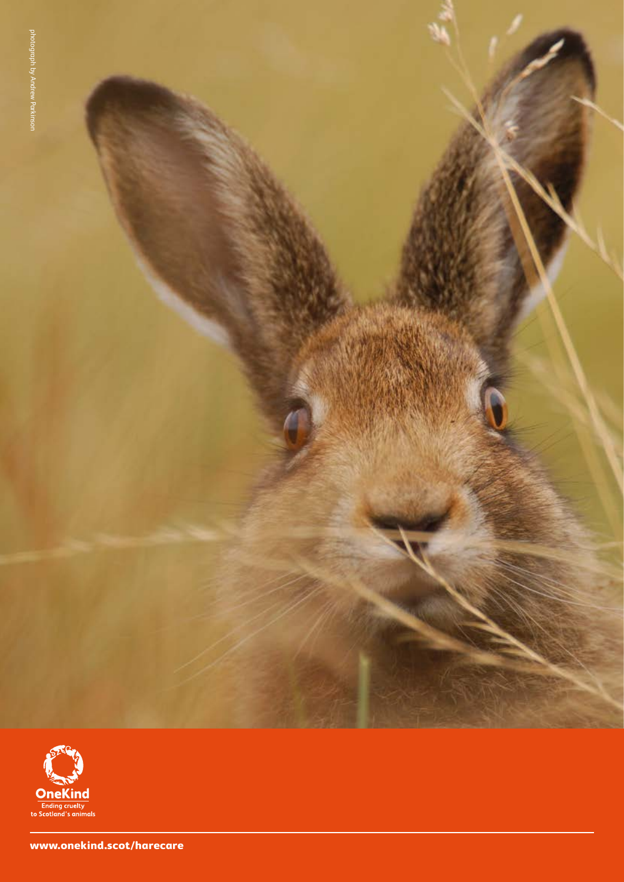photograph by Andrew Parkinson

OneKind

Ending cruelty to Scotland's animals

**www.onekind.scot/harecare**